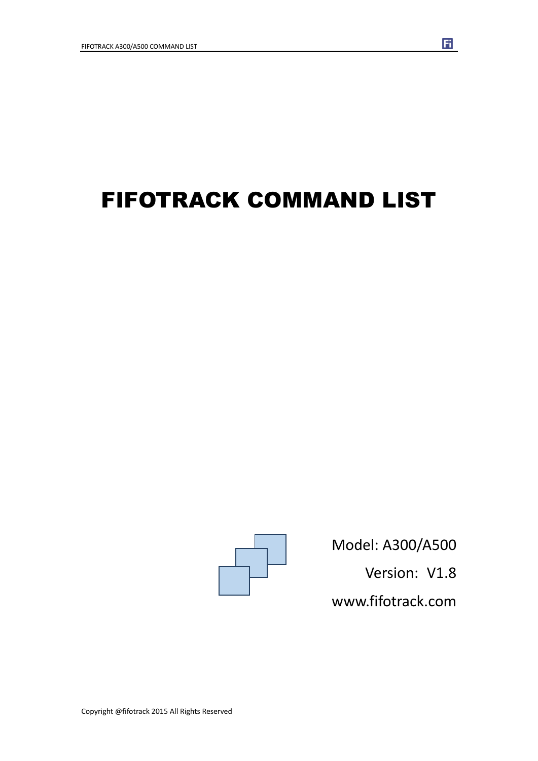# FIFOTRACK COMMAND LIST

Model: A300/A500

Version: V1.8

www.fifotrack.com

Copyright @fifotrack 2015 All Rights Reserved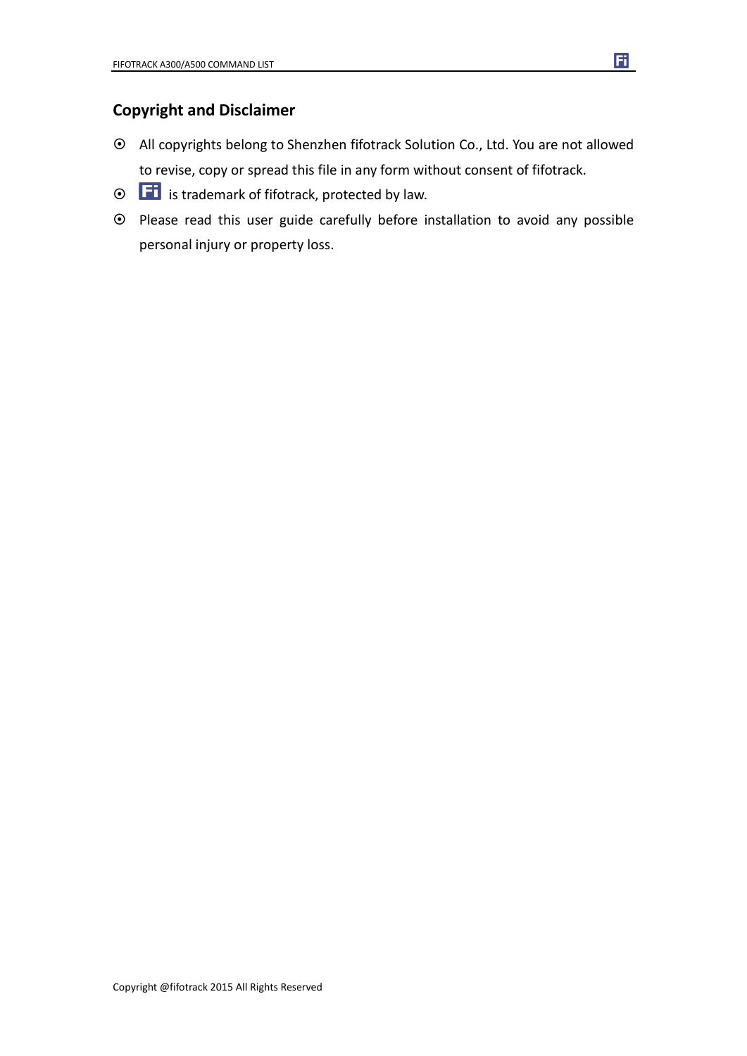## Copyright and Disclaimer

- All copyrights belong to Shenzhen fifotrack Solution Co., Ltd. You are not allowed to revise, copy or spread this file in any form without consent of fifotrack.
- Fi is trademark of fifotrack, protected by law.
- Please read this user guide carefully before installation to avoid any possible personal injury or property loss.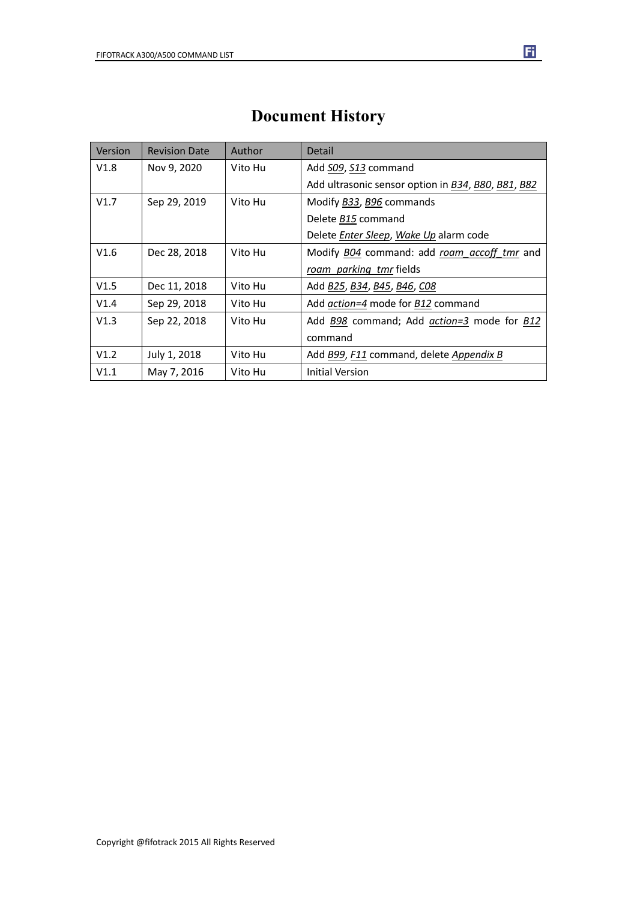# Document History

| Version | Revision Date | Author | Detail |
|---|---|---|---|
| V1.8 | Nov 9, 2020 | Vito Hu | Add *S09*, *S13* command<br>Add ultrasonic sensor option in *B34*, *B80*, *B81*, *B82* |
| V1.7 | Sep 29, 2019 | Vito Hu | Modify *B33*, *B96* commands<br>Delete *B15* command<br>Delete *Enter Sleep*, *Wake Up* alarm code |
| V1.6 | Dec 28, 2018 | Vito Hu | Modify *B04* command: add *roam_accoff_tmr* and *roam_parking_tmr* fields |
| V1.5 | Dec 11, 2018 | Vito Hu | Add *B25*, *B34*, *B45*, *B46*, *C08* |
| V1.4 | Sep 29, 2018 | Vito Hu | Add *action=4* mode for *B12* command |
| V1.3 | Sep 22, 2018 | Vito Hu | Add *B98* command; Add *action=3* mode for *B12* command |
| V1.2 | July 1, 2018 | Vito Hu | Add *B99*, *F11* command, delete *Appendix B* |
| V1.1 | May 7, 2016 | Vito Hu | Initial Version |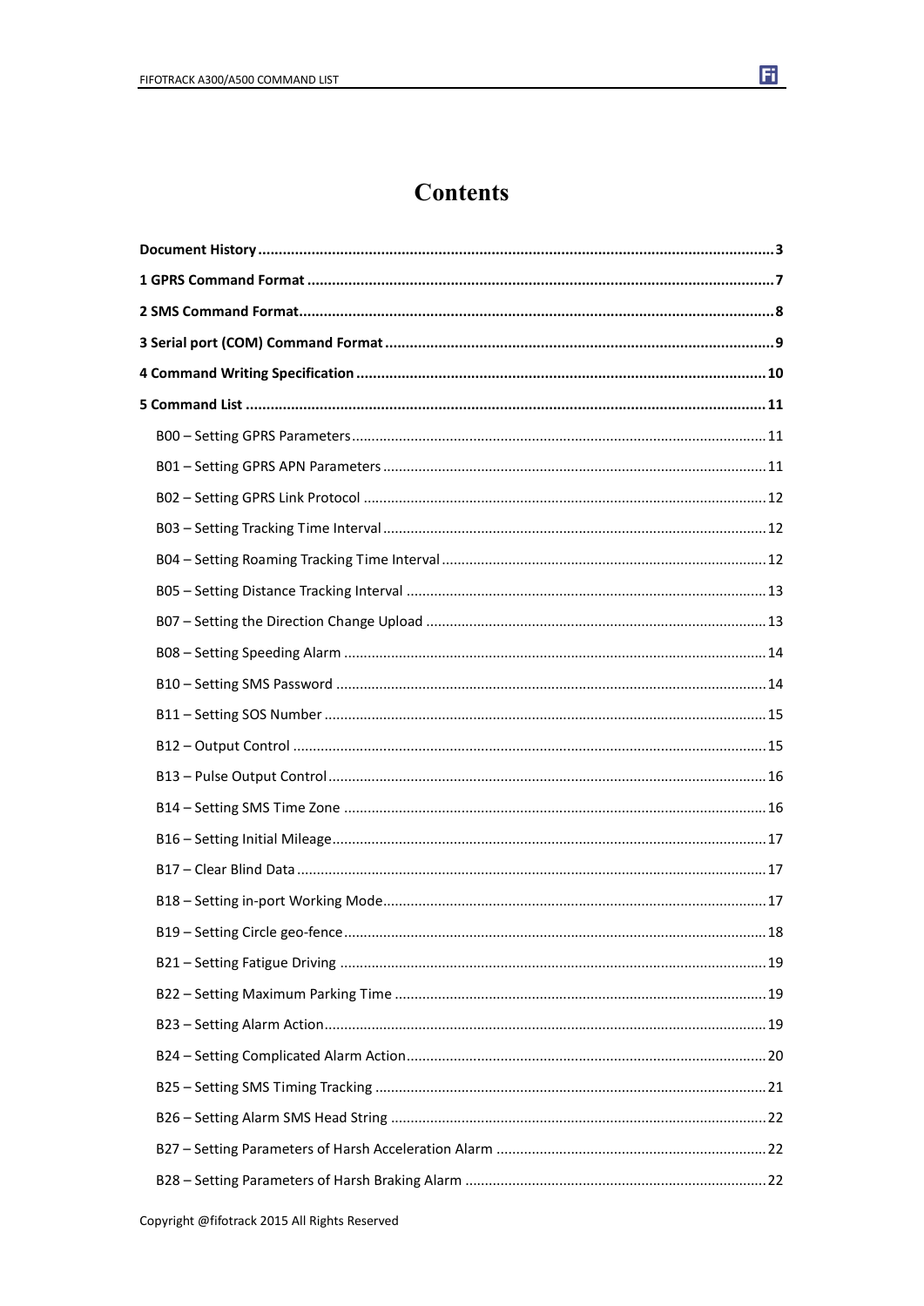# Contents

**Document History** ........................................................ **3**

**1 GPRS Command Format** ........................................................ **7**

**2 SMS Command Format** ........................................................ **8**

**3 Serial port (COM) Command Format** ........................................................ **9**

**4 Command Writing Specification** ........................................................ **10**

**5 Command List** ........................................................ **11**

- B00 – Setting GPRS Parameters ........................................................ 11
- B01 – Setting GPRS APN Parameters ........................................................ 11
- B02 – Setting GPRS Link Protocol ........................................................ 12
- B03 – Setting Tracking Time Interval ........................................................ 12
- B04 – Setting Roaming Tracking Time Interval ........................................................ 12
- B05 – Setting Distance Tracking Interval ........................................................ 13
- B07 – Setting the Direction Change Upload ........................................................ 13
- B08 – Setting Speeding Alarm ........................................................ 14
- B10 – Setting SMS Password ........................................................ 14
- B11 – Setting SOS Number ........................................................ 15
- B12 – Output Control ........................................................ 15
- B13 – Pulse Output Control ........................................................ 16
- B14 – Setting SMS Time Zone ........................................................ 16
- B16 – Setting Initial Mileage ........................................................ 17
- B17 – Clear Blind Data ........................................................ 17
- B18 – Setting in-port Working Mode ........................................................ 17
- B19 – Setting Circle geo-fence ........................................................ 18
- B21 – Setting Fatigue Driving ........................................................ 19
- B22 – Setting Maximum Parking Time ........................................................ 19
- B23 – Setting Alarm Action ........................................................ 19
- B24 – Setting Complicated Alarm Action ........................................................ 20
- B25 – Setting SMS Timing Tracking ........................................................ 21
- B26 – Setting Alarm SMS Head String ........................................................ 22
- B27 – Setting Parameters of Harsh Acceleration Alarm ........................................................ 22
- B28 – Setting Parameters of Harsh Braking Alarm ........................................................ 22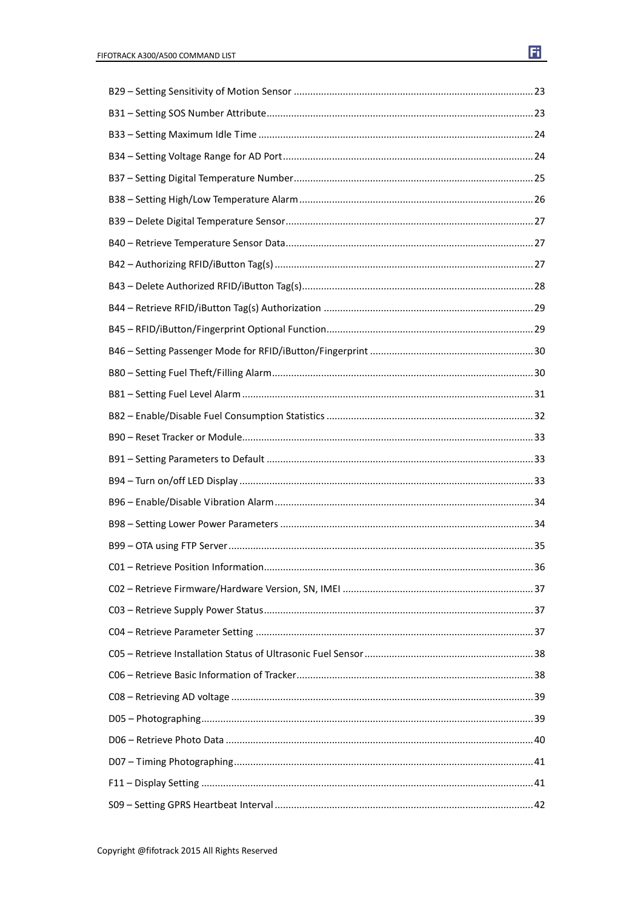B29 – Setting Sensitivity of Motion Sensor ........................................................................................ 23

B31 – Setting SOS Number Attribute ................................................................................................ 23

B33 – Setting Maximum Idle Time ..................................................................................................... 24

B34 – Setting Voltage Range for AD Port ........................................................................................... 24

B37 – Setting Digital Temperature Number ....................................................................................... 25

B38 – Setting High/Low Temperature Alarm ..................................................................................... 26

B39 – Delete Digital Temperature Sensor .......................................................................................... 27

B40 – Retrieve Temperature Sensor Data .......................................................................................... 27

B42 – Authorizing RFID/iButton Tag(s) .............................................................................................. 27

B43 – Delete Authorized RFID/iButton Tag(s) .................................................................................... 28

B44 – Retrieve RFID/iButton Tag(s) Authorization ............................................................................ 29

B45 – RFID/iButton/Fingerprint Optional Function ........................................................................... 29

B46 – Setting Passenger Mode for RFID/iButton/Fingerprint ............................................................ 30

B80 – Setting Fuel Theft/Filling Alarm ............................................................................................... 30

B81 – Setting Fuel Level Alarm .......................................................................................................... 31

B82 – Enable/Disable Fuel Consumption Statistics ........................................................................... 32

B90 – Reset Tracker or Module .......................................................................................................... 33

B91 – Setting Parameters to Default ................................................................................................. 33

B94 – Turn on/off LED Display ........................................................................................................... 33

B96 – Enable/Disable Vibration Alarm .............................................................................................. 34

B98 – Setting Lower Power Parameters ............................................................................................ 34

B99 – OTA using FTP Server ............................................................................................................... 35

C01 – Retrieve Position Information .................................................................................................. 36

C02 – Retrieve Firmware/Hardware Version, SN, IMEI ..................................................................... 37

C03 – Retrieve Supply Power Status .................................................................................................. 37

C04 – Retrieve Parameter Setting ..................................................................................................... 37

C05 – Retrieve Installation Status of Ultrasonic Fuel Sensor ............................................................. 38

C06 – Retrieve Basic Information of Tracker ...................................................................................... 38

C08 – Retrieving AD voltage .............................................................................................................. 39

D05 – Photographing ......................................................................................................................... 39

D06 – Retrieve Photo Data ................................................................................................................ 40

D07 – Timing Photographing ............................................................................................................. 41

F11 – Display Setting ......................................................................................................................... 41

S09 – Setting GPRS Heartbeat Interval .............................................................................................. 42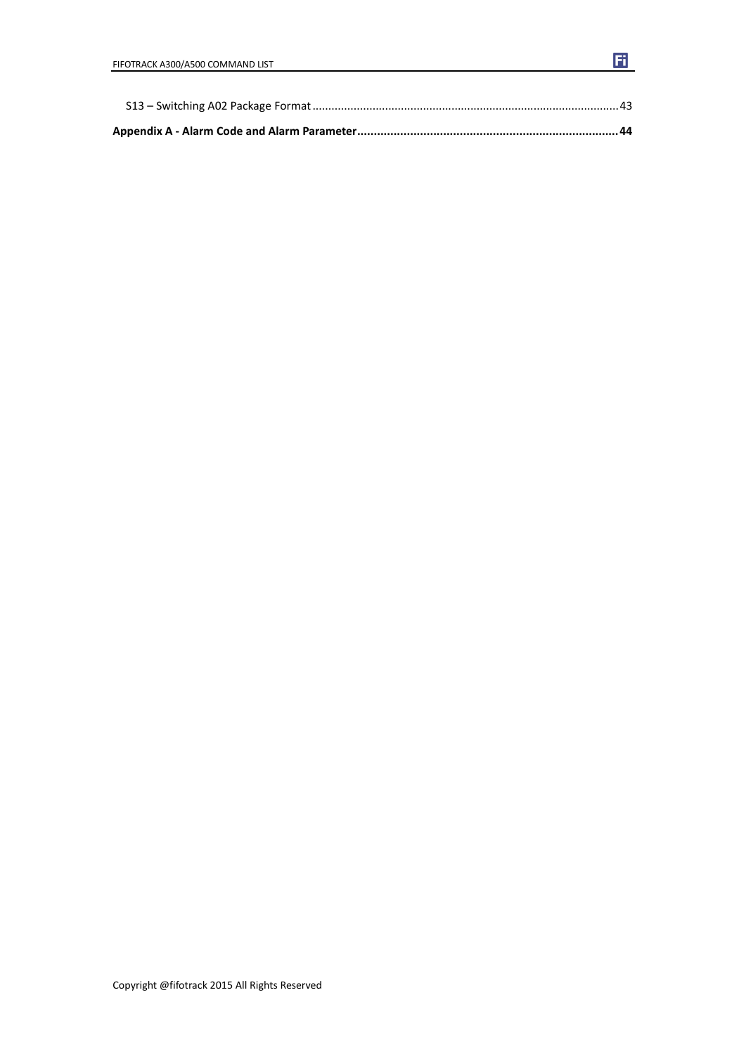S13 – Switching A02 Package Format ........................................................................................... 43

**Appendix A - Alarm Code and Alarm Parameter............................................................................. 44**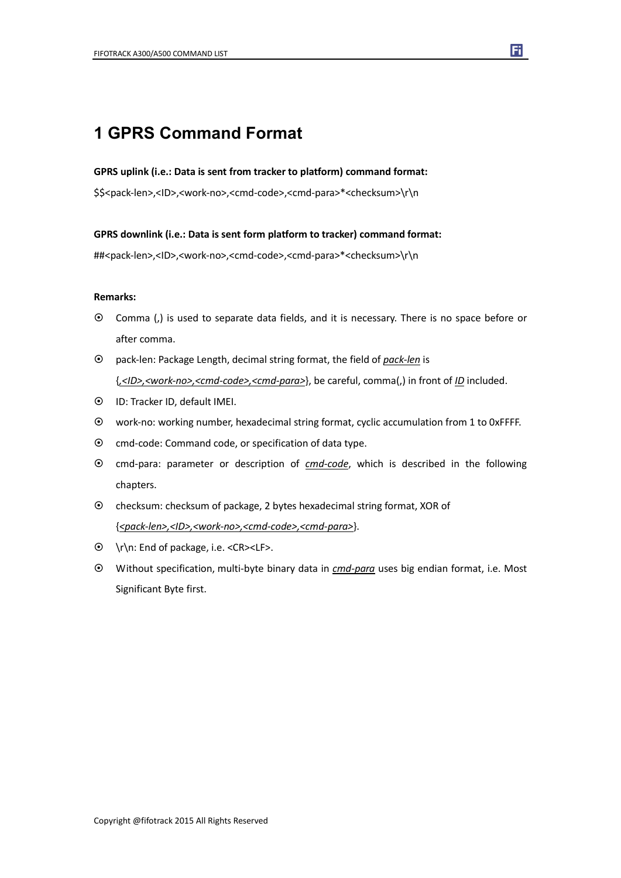# 1 GPRS Command Format

**GPRS uplink (i.e.: Data is sent from tracker to platform) command format:**

$$<pack-len>,<ID>,<work-no>,<cmd-code>,<cmd-para>*<checksum>\r\n

**GPRS downlink (i.e.: Data is sent form platform to tracker) command format:**

##<pack-len>,<ID>,<work-no>,<cmd-code>,<cmd-para>*<checksum>\r\n

**Remarks:**

- Comma (,) is used to separate data fields, and it is necessary. There is no space before or after comma.
- pack-len: Package Length, decimal string format, the field of *pack-len* is {*,<ID>,<work-no>,<cmd-code>,<cmd-para>*}, be careful, comma(,) in front of *ID* included.
- ID: Tracker ID, default IMEI.
- work-no: working number, hexadecimal string format, cyclic accumulation from 1 to 0xFFFF.
- cmd-code: Command code, or specification of data type.
- cmd-para: parameter or description of *cmd-code*, which is described in the following chapters.
- checksum: checksum of package, 2 bytes hexadecimal string format, XOR of {*<pack-len>,<ID>,<work-no>,<cmd-code>,<cmd-para>*}.
- \r\n: End of package, i.e. <CR><LF>.
- Without specification, multi-byte binary data in *cmd-para* uses big endian format, i.e. Most Significant Byte first.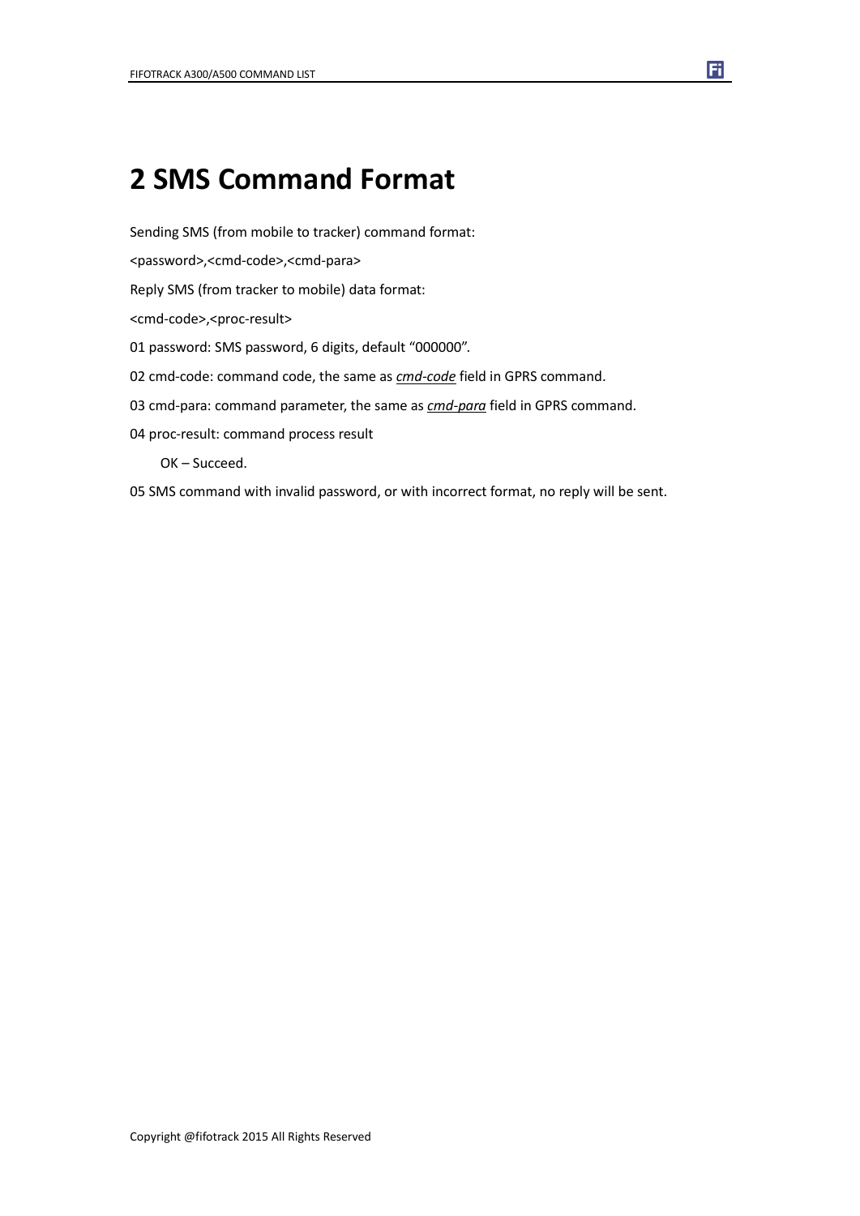# 2 SMS Command Format

Sending SMS (from mobile to tracker) command format:

<password>,<cmd-code>,<cmd-para>

Reply SMS (from tracker to mobile) data format:

<cmd-code>,<proc-result>

01 password: SMS password, 6 digits, default "000000".

02 cmd-code: command code, the same as ***cmd-code*** field in GPRS command.

03 cmd-para: command parameter, the same as ***cmd-para*** field in GPRS command.

04 proc-result: command process result

  OK – Succeed.

05 SMS command with invalid password, or with incorrect format, no reply will be sent.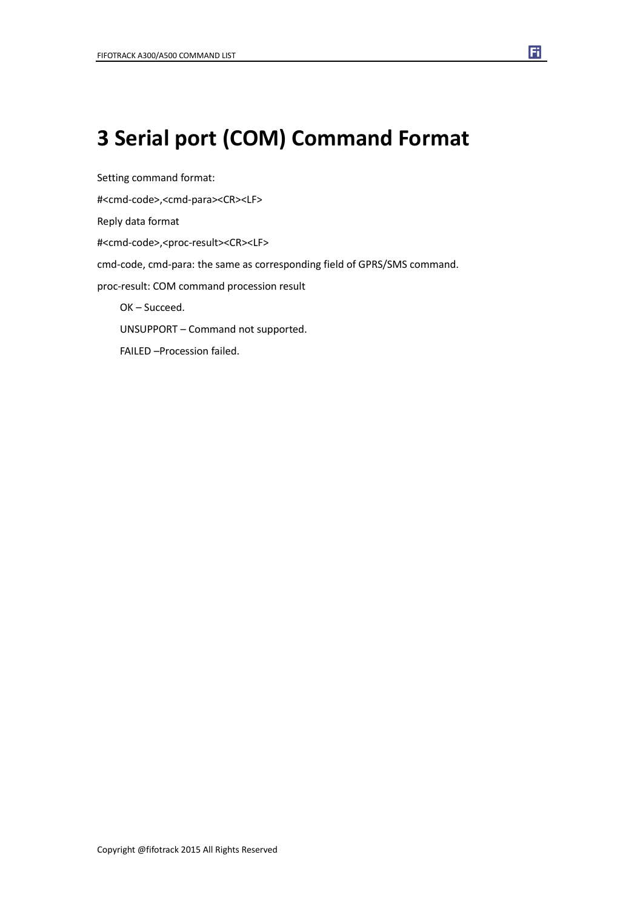# 3 Serial port (COM) Command Format

Setting command format:

#<cmd-code>,<cmd-para><CR><LF>

Reply data format

#<cmd-code>,<proc-result><CR><LF>

cmd-code, cmd-para: the same as corresponding field of GPRS/SMS command.

proc-result: COM command procession result

  OK – Succeed.

  UNSUPPORT – Command not supported.

  FAILED –Procession failed.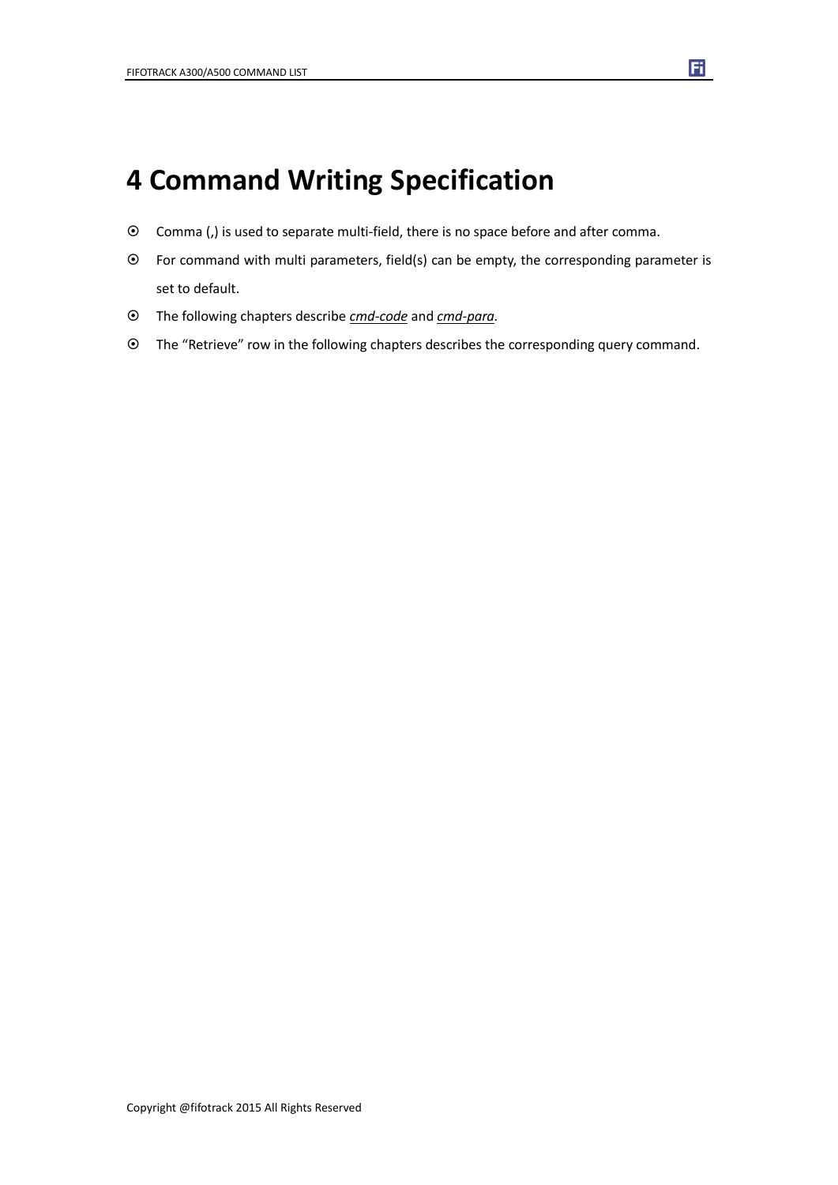# 4 Command Writing Specification

- Comma (,) is used to separate multi-field, there is no space before and after comma.
- For command with multi parameters, field(s) can be empty, the corresponding parameter is set to default.
- The following chapters describe ***cmd-code*** and ***cmd-para***.
- The "Retrieve" row in the following chapters describes the corresponding query command.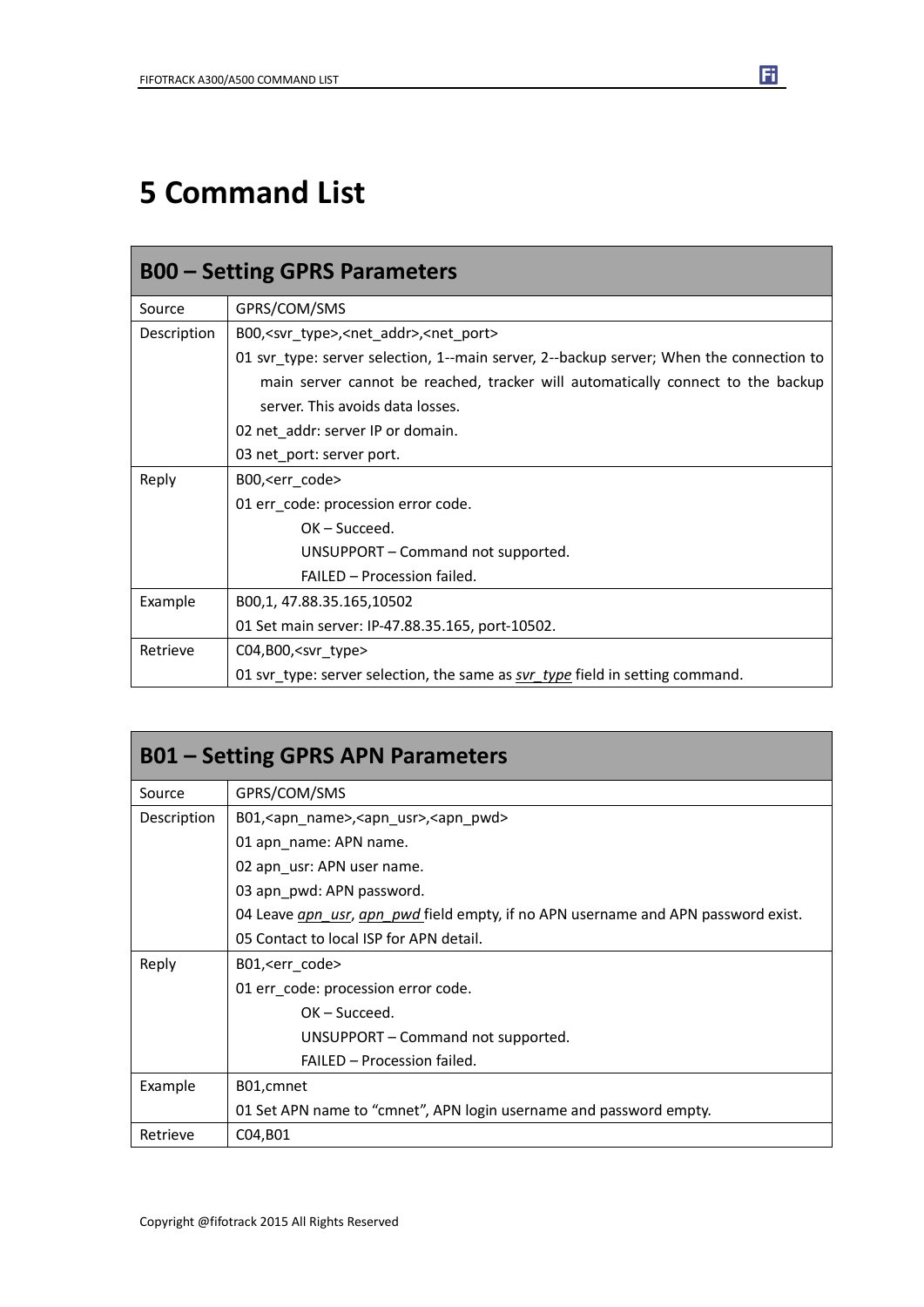# 5 Command List

| B00 – Setting GPRS Parameters | |
|---|---|
| Source | GPRS/COM/SMS |
| Description | B00,<svr_type>,<net_addr>,<net_port><br>01 svr_type: server selection, 1--main server, 2--backup server; When the connection to main server cannot be reached, tracker will automatically connect to the backup server. This avoids data losses.<br>02 net_addr: server IP or domain.<br>03 net_port: server port. |
| Reply | B00,<err_code><br>01 err_code: procession error code.<br>OK – Succeed.<br>UNSUPPORT – Command not supported.<br>FAILED – Procession failed. |
| Example | B00,1, 47.88.35.165,10502<br>01 Set main server: IP-47.88.35.165, port-10502. |
| Retrieve | C04,B00,<svr_type><br>01 svr_type: server selection, the same as *svr_type* field in setting command. |

| B01 – Setting GPRS APN Parameters | |
|---|---|
| Source | GPRS/COM/SMS |
| Description | B01,<apn_name>,<apn_usr>,<apn_pwd><br>01 apn_name: APN name.<br>02 apn_usr: APN user name.<br>03 apn_pwd: APN password.<br>04 Leave *apn_usr*, *apn_pwd* field empty, if no APN username and APN password exist.<br>05 Contact to local ISP for APN detail. |
| Reply | B01,<err_code><br>01 err_code: procession error code.<br>OK – Succeed.<br>UNSUPPORT – Command not supported.<br>FAILED – Procession failed. |
| Example | B01,cmnet<br>01 Set APN name to "cmnet", APN login username and password empty. |
| Retrieve | C04,B01 |

Copyright @fifotrack 2015 All Rights Reserved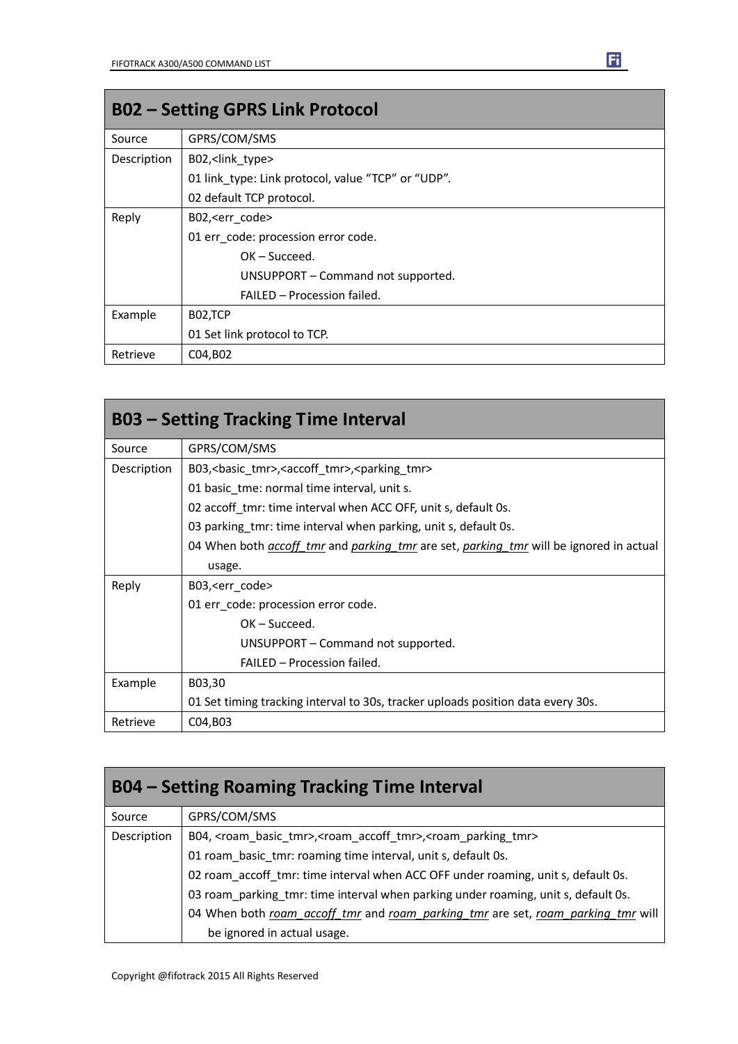| B02 – Setting GPRS Link Protocol | |
|---|---|
| Source | GPRS/COM/SMS |
| Description | B02,<link_type><br>01 link_type: Link protocol, value "TCP" or "UDP".<br>02 default TCP protocol. |
| Reply | B02,<err_code><br>01 err_code: procession error code.<br>OK – Succeed.<br>UNSUPPORT – Command not supported.<br>FAILED – Procession failed. |
| Example | B02,TCP<br>01 Set link protocol to TCP. |
| Retrieve | C04,B02 |

| B03 – Setting Tracking Time Interval | |
|---|---|
| Source | GPRS/COM/SMS |
| Description | B03,<basic_tmr>,<accoff_tmr>,<parking_tmr><br>01 basic_tme: normal time interval, unit s.<br>02 accoff_tmr: time interval when ACC OFF, unit s, default 0s.<br>03 parking_tmr: time interval when parking, unit s, default 0s.<br>04 When both *accoff_tmr* and *parking_tmr* are set, *parking_tmr* will be ignored in actual usage. |
| Reply | B03,<err_code><br>01 err_code: procession error code.<br>OK – Succeed.<br>UNSUPPORT – Command not supported.<br>FAILED – Procession failed. |
| Example | B03,30<br>01 Set timing tracking interval to 30s, tracker uploads position data every 30s. |
| Retrieve | C04,B03 |

| B04 – Setting Roaming Tracking Time Interval | |
|---|---|
| Source | GPRS/COM/SMS |
| Description | B04, <roam_basic_tmr>,<roam_accoff_tmr>,<roam_parking_tmr><br>01 roam_basic_tmr: roaming time interval, unit s, default 0s.<br>02 roam_accoff_tmr: time interval when ACC OFF under roaming, unit s, default 0s.<br>03 roam_parking_tmr: time interval when parking under roaming, unit s, default 0s.<br>04 When both *roam_accoff_tmr* and *roam_parking_tmr* are set, *roam_parking_tmr* will be ignored in actual usage. |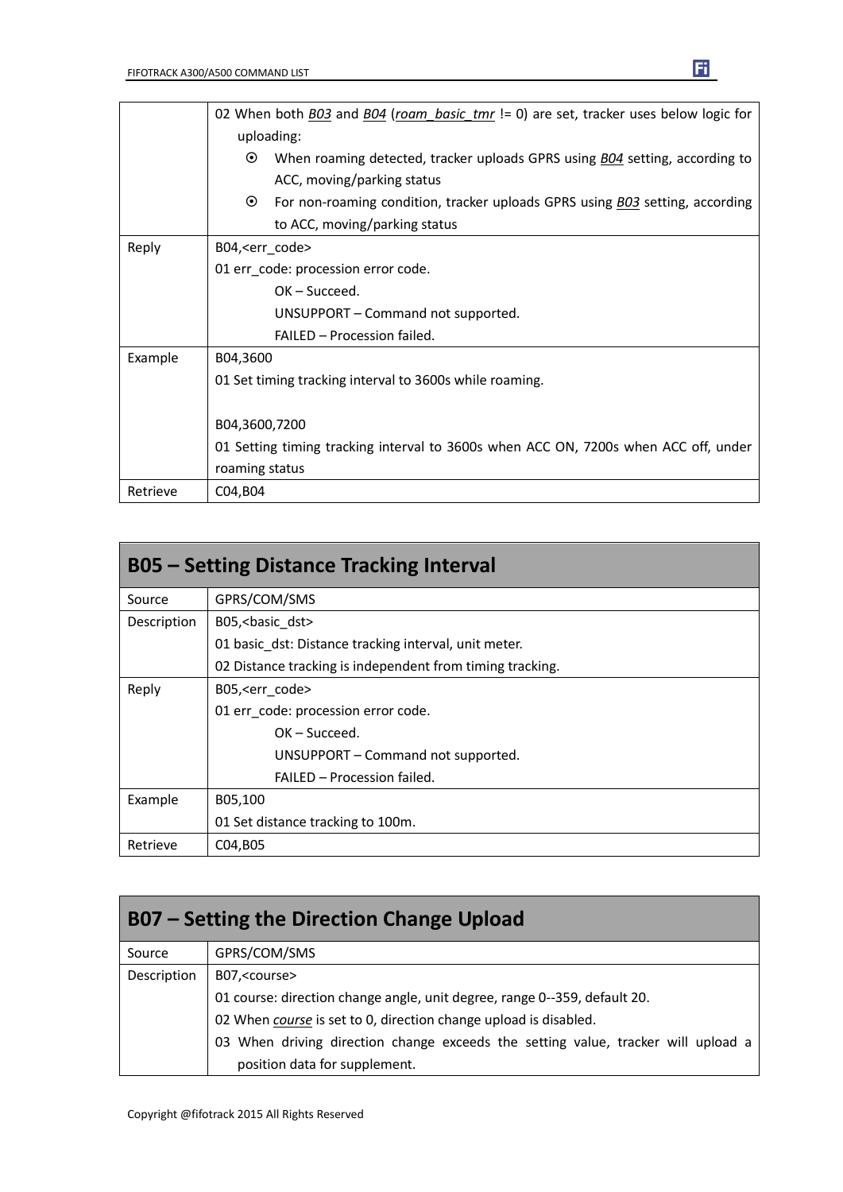| | |
|---|---|
| | 02 When both *B03* and *B04* (*roam_basic_tmr* != 0) are set, tracker uses below logic for uploading:<br>⦿ When roaming detected, tracker uploads GPRS using *B04* setting, according to ACC, moving/parking status<br>⦿ For non-roaming condition, tracker uploads GPRS using *B03* setting, according to ACC, moving/parking status |
| Reply | B04,<err_code><br>01 err_code: procession error code.<br>OK – Succeed.<br>UNSUPPORT – Command not supported.<br>FAILED – Procession failed. |
| Example | B04,3600<br>01 Set timing tracking interval to 3600s while roaming.<br><br>B04,3600,7200<br>01 Setting timing tracking interval to 3600s when ACC ON, 7200s when ACC off, under roaming status |
| Retrieve | C04,B04 |

## B05 – Setting Distance Tracking Interval

| | |
|---|---|
| Source | GPRS/COM/SMS |
| Description | B05,<basic_dst><br>01 basic_dst: Distance tracking interval, unit meter.<br>02 Distance tracking is independent from timing tracking. |
| Reply | B05,<err_code><br>01 err_code: procession error code.<br>OK – Succeed.<br>UNSUPPORT – Command not supported.<br>FAILED – Procession failed. |
| Example | B05,100<br>01 Set distance tracking to 100m. |
| Retrieve | C04,B05 |

## B07 – Setting the Direction Change Upload

| | |
|---|---|
| Source | GPRS/COM/SMS |
| Description | B07,<course><br>01 course: direction change angle, unit degree, range 0--359, default 20.<br>02 When *course* is set to 0, direction change upload is disabled.<br>03 When driving direction change exceeds the setting value, tracker will upload a position data for supplement. |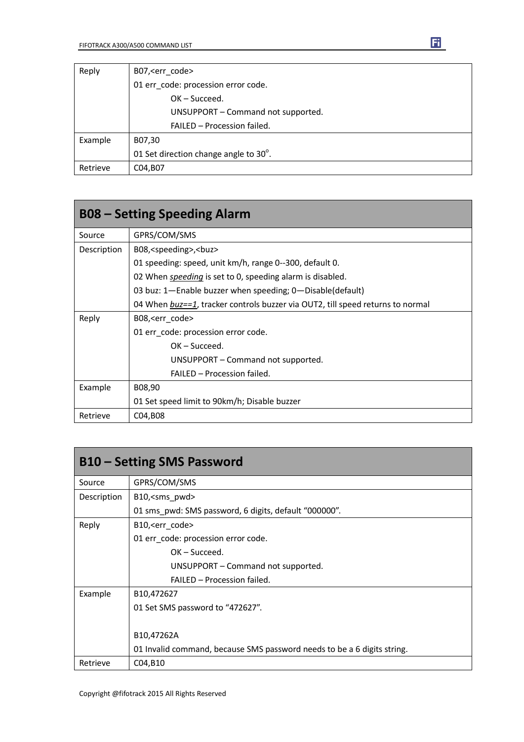| | |
|---|---|
| Reply | B07,<err_code><br>01 err_code: procession error code.<br>OK – Succeed.<br>UNSUPPORT – Command not supported.<br>FAILED – Procession failed. |
| Example | B07,30<br>01 Set direction change angle to 30°. |
| Retrieve | C04,B07 |

## B08 – Setting Speeding Alarm

| | |
|---|---|
| Source | GPRS/COM/SMS |
| Description | B08,<speeding>,<buz><br>01 speeding: speed, unit km/h, range 0--300, default 0.<br>02 When *speeding* is set to 0, speeding alarm is disabled.<br>03 buz: 1—Enable buzzer when speeding; 0—Disable(default)<br>04 When *buz==1*, tracker controls buzzer via OUT2, till speed returns to normal |
| Reply | B08,<err_code><br>01 err_code: procession error code.<br>OK – Succeed.<br>UNSUPPORT – Command not supported.<br>FAILED – Procession failed. |
| Example | B08,90<br>01 Set speed limit to 90km/h; Disable buzzer |
| Retrieve | C04,B08 |

## B10 – Setting SMS Password

| | |
|---|---|
| Source | GPRS/COM/SMS |
| Description | B10,<sms_pwd><br>01 sms_pwd: SMS password, 6 digits, default "000000". |
| Reply | B10,<err_code><br>01 err_code: procession error code.<br>OK – Succeed.<br>UNSUPPORT – Command not supported.<br>FAILED – Procession failed. |
| Example | B10,472627<br>01 Set SMS password to "472627".<br><br>B10,47262A<br>01 Invalid command, because SMS password needs to be a 6 digits string. |
| Retrieve | C04,B10 |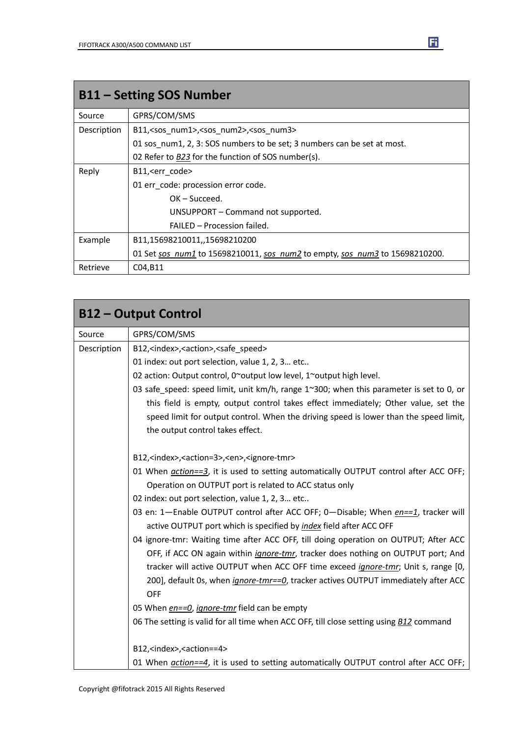## B11 – Setting SOS Number

| | |
|---|---|
| Source | GPRS/COM/SMS |
| Description | B11,<sos_num1>,<sos_num2>,<sos_num3><br>01 sos_num1, 2, 3: SOS numbers to be set; 3 numbers can be set at most.<br>02 Refer to *B23* for the function of SOS number(s). |
| Reply | B11,<err_code><br>01 err_code: procession error code.<br>OK – Succeed.<br>UNSUPPORT – Command not supported.<br>FAILED – Procession failed. |
| Example | B11,15698210011,,15698210200<br>01 Set *sos_num1* to 15698210011, *sos_num2* to empty, *sos_num3* to 15698210200. |
| Retrieve | C04,B11 |

## B12 – Output Control

| | |
|---|---|
| Source | GPRS/COM/SMS |
| Description | B12,<index>,<action>,<safe_speed><br>01 index: out port selection, value 1, 2, 3… etc..<br>02 action: Output control, 0~output low level, 1~output high level.<br>03 safe_speed: speed limit, unit km/h, range 1~300; when this parameter is set to 0, or this field is empty, output control takes effect immediately; Other value, set the speed limit for output control. When the driving speed is lower than the speed limit, the output control takes effect.<br><br>B12,<index>,<action=3>,<en>,<ignore-tmr><br>01 When *action==3*, it is used to setting automatically OUTPUT control after ACC OFF; Operation on OUTPUT port is related to ACC status only<br>02 index: out port selection, value 1, 2, 3… etc..<br>03 en: 1—Enable OUTPUT control after ACC OFF; 0—Disable; When *en==1*, tracker will active OUTPUT port which is specified by *index* field after ACC OFF<br>04 ignore-tmr: Waiting time after ACC OFF, till doing operation on OUTPUT; After ACC OFF, if ACC ON again within *ignore-tmr*, tracker does nothing on OUTPUT port; And tracker will active OUTPUT when ACC OFF time exceed *ignore-tmr*; Unit s, range [0, 200], default 0s, when *ignore-tmr==0*, tracker actives OUTPUT immediately after ACC OFF<br>05 When *en==0*, *ignore-tmr* field can be empty<br>06 The setting is valid for all time when ACC OFF, till close setting using *B12* command<br><br>B12,<index>,<action==4><br>01 When *action==4*, it is used to setting automatically OUTPUT control after ACC OFF; |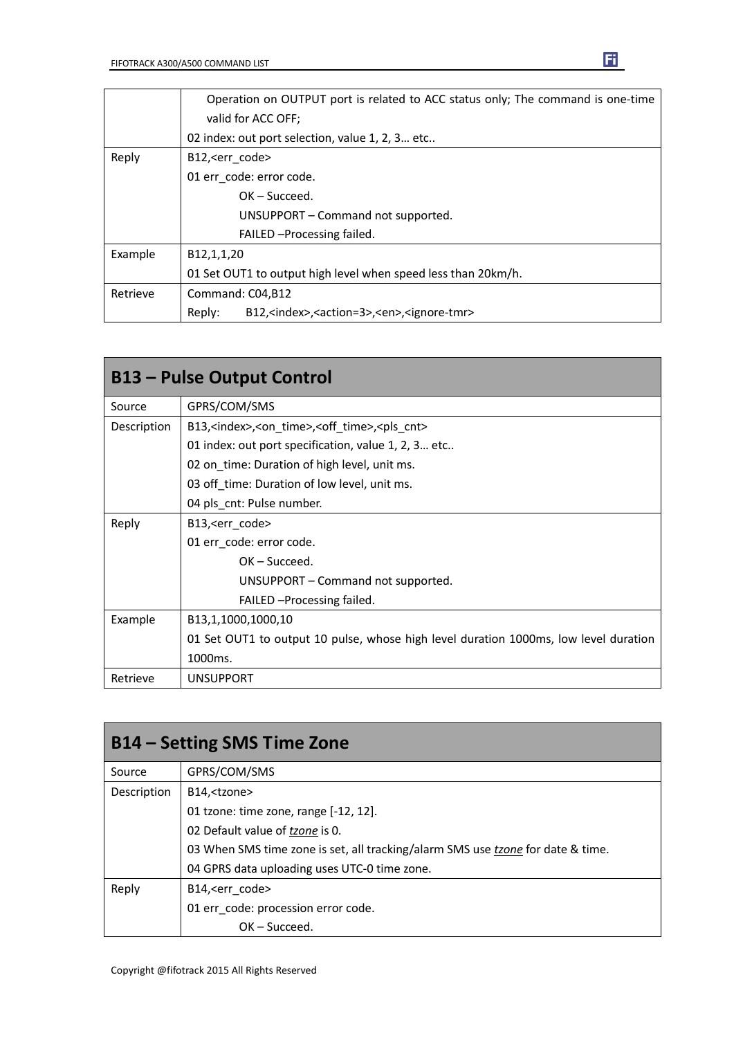| | |
|---|---|
| | Operation on OUTPUT port is related to ACC status only; The command is one-time valid for ACC OFF;<br>02 index: out port selection, value 1, 2, 3… etc.. |
| Reply | B12,<err_code><br>01 err_code: error code.<br>OK – Succeed.<br>UNSUPPORT – Command not supported.<br>FAILED –Processing failed. |
| Example | B12,1,1,20<br>01 Set OUT1 to output high level when speed less than 20km/h. |
| Retrieve | Command: C04,B12<br>Reply: B12,<index>,<action=3>,<en>,<ignore-tmr> |

## B13 – Pulse Output Control

| | |
|---|---|
| Source | GPRS/COM/SMS |
| Description | B13,<index>,<on_time>,<off_time>,<pls_cnt><br>01 index: out port specification, value 1, 2, 3… etc..<br>02 on_time: Duration of high level, unit ms.<br>03 off_time: Duration of low level, unit ms.<br>04 pls_cnt: Pulse number. |
| Reply | B13,<err_code><br>01 err_code: error code.<br>OK – Succeed.<br>UNSUPPORT – Command not supported.<br>FAILED –Processing failed. |
| Example | B13,1,1000,1000,10<br>01 Set OUT1 to output 10 pulse, whose high level duration 1000ms, low level duration 1000ms. |
| Retrieve | UNSUPPORT |

## B14 – Setting SMS Time Zone

| | |
|---|---|
| Source | GPRS/COM/SMS |
| Description | B14,<tzone><br>01 tzone: time zone, range [-12, 12].<br>02 Default value of *tzone* is 0.<br>03 When SMS time zone is set, all tracking/alarm SMS use *tzone* for date & time.<br>04 GPRS data uploading uses UTC-0 time zone. |
| Reply | B14,<err_code><br>01 err_code: procession error code.<br>OK – Succeed. |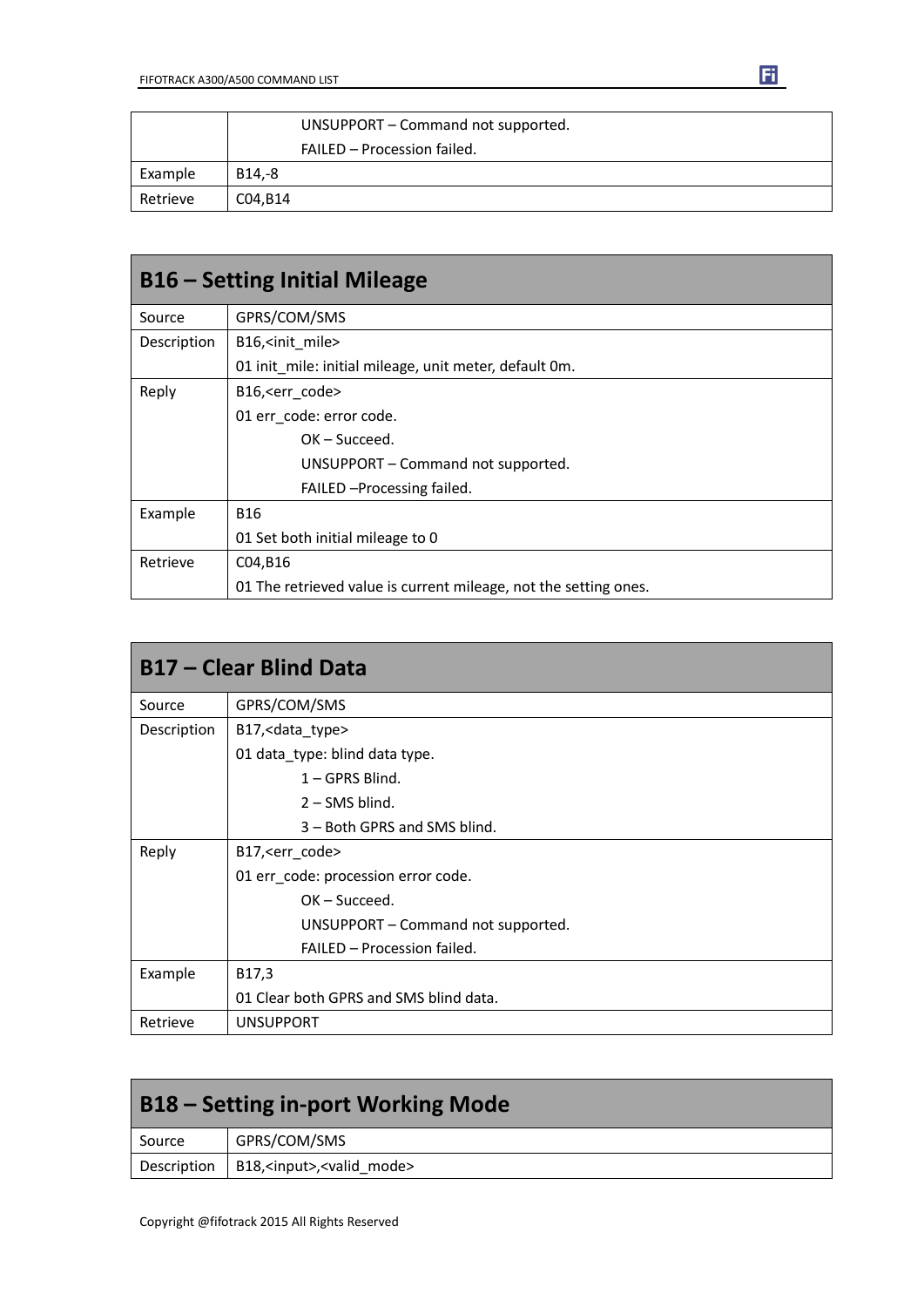| | |
|---|---|
| | UNSUPPORT – Command not supported. |
| | FAILED – Procession failed. |
| Example | B14,-8 |
| Retrieve | C04,B14 |

## B16 – Setting Initial Mileage

| | |
|---|---|
| Source | GPRS/COM/SMS |
| Description | B16,<init_mile><br>01 init_mile: initial mileage, unit meter, default 0m. |
| Reply | B16,<err_code><br>01 err_code: error code.<br>OK – Succeed.<br>UNSUPPORT – Command not supported.<br>FAILED –Processing failed. |
| Example | B16<br>01 Set both initial mileage to 0 |
| Retrieve | C04,B16<br>01 The retrieved value is current mileage, not the setting ones. |

## B17 – Clear Blind Data

| | |
|---|---|
| Source | GPRS/COM/SMS |
| Description | B17,<data_type><br>01 data_type: blind data type.<br>1 – GPRS Blind.<br>2 – SMS blind.<br>3 – Both GPRS and SMS blind. |
| Reply | B17,<err_code><br>01 err_code: procession error code.<br>OK – Succeed.<br>UNSUPPORT – Command not supported.<br>FAILED – Procession failed. |
| Example | B17,3<br>01 Clear both GPRS and SMS blind data. |
| Retrieve | UNSUPPORT |

## B18 – Setting in-port Working Mode

| | |
|---|---|
| Source | GPRS/COM/SMS |
| Description | B18,<input>,<valid_mode> |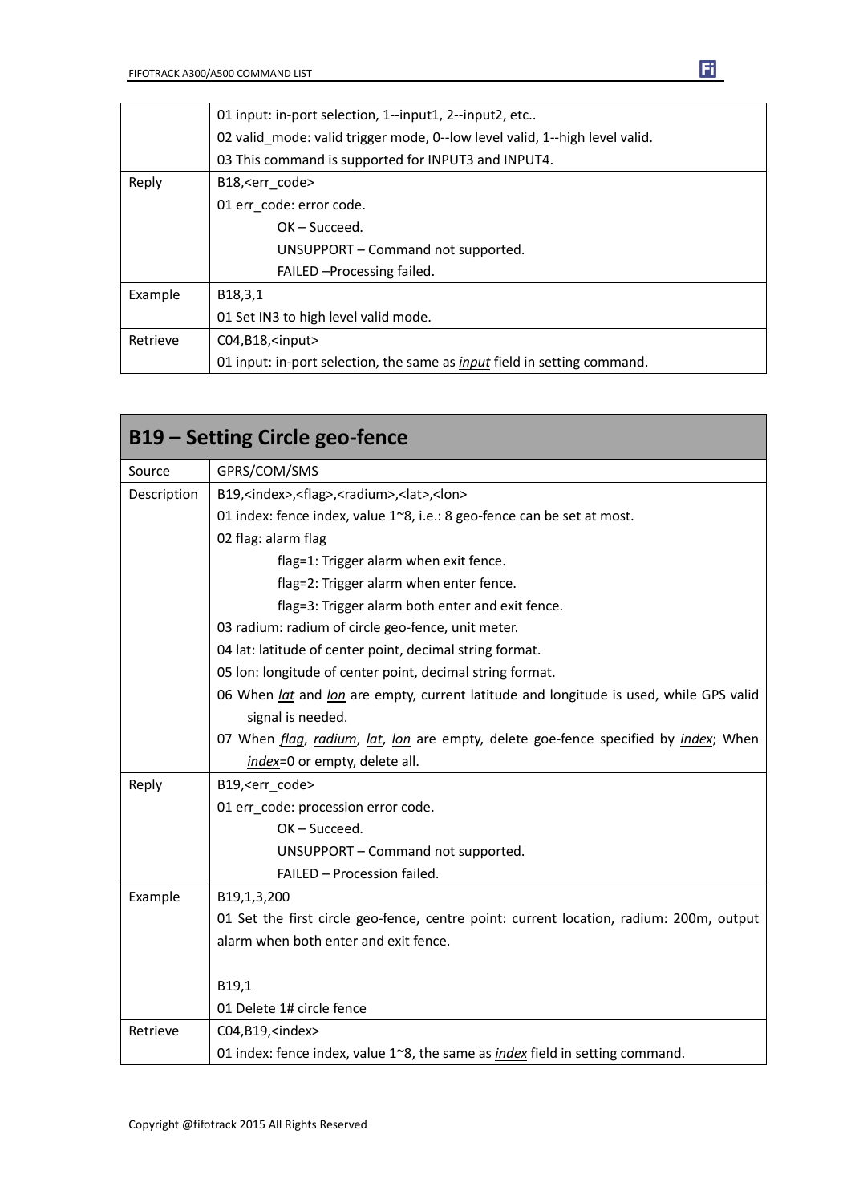| | |
|---|---|
| | 01 input: in-port selection, 1--input1, 2--input2, etc.. <br> 02 valid_mode: valid trigger mode, 0--low level valid, 1--high level valid. <br> 03 This command is supported for INPUT3 and INPUT4. |
| Reply | B18,<err_code> <br> 01 err_code: error code. <br> OK – Succeed. <br> UNSUPPORT – Command not supported. <br> FAILED –Processing failed. |
| Example | B18,3,1 <br> 01 Set IN3 to high level valid mode. |
| Retrieve | C04,B18,<input> <br> 01 input: in-port selection, the same as *input* field in setting command. |

| **B19 – Setting Circle geo-fence** | |
|---|---|
| Source | GPRS/COM/SMS |
| Description | B19,<index>,<flag>,<radium>,<lat>,<lon> <br> 01 index: fence index, value 1~8, i.e.: 8 geo-fence can be set at most. <br> 02 flag: alarm flag <br> flag=1: Trigger alarm when exit fence. <br> flag=2: Trigger alarm when enter fence. <br> flag=3: Trigger alarm both enter and exit fence. <br> 03 radium: radium of circle geo-fence, unit meter. <br> 04 lat: latitude of center point, decimal string format. <br> 05 lon: longitude of center point, decimal string format. <br> 06 When *lat* and *lon* are empty, current latitude and longitude is used, while GPS valid signal is needed. <br> 07 When *flag*, *radium*, *lat*, *lon* are empty, delete goe-fence specified by *index*; When *index*=0 or empty, delete all. |
| Reply | B19,<err_code> <br> 01 err_code: procession error code. <br> OK – Succeed. <br> UNSUPPORT – Command not supported. <br> FAILED – Procession failed. |
| Example | B19,1,3,200 <br> 01 Set the first circle geo-fence, centre point: current location, radium: 200m, output alarm when both enter and exit fence. <br><br> B19,1 <br> 01 Delete 1# circle fence |
| Retrieve | C04,B19,<index> <br> 01 index: fence index, value 1~8, the same as *index* field in setting command. |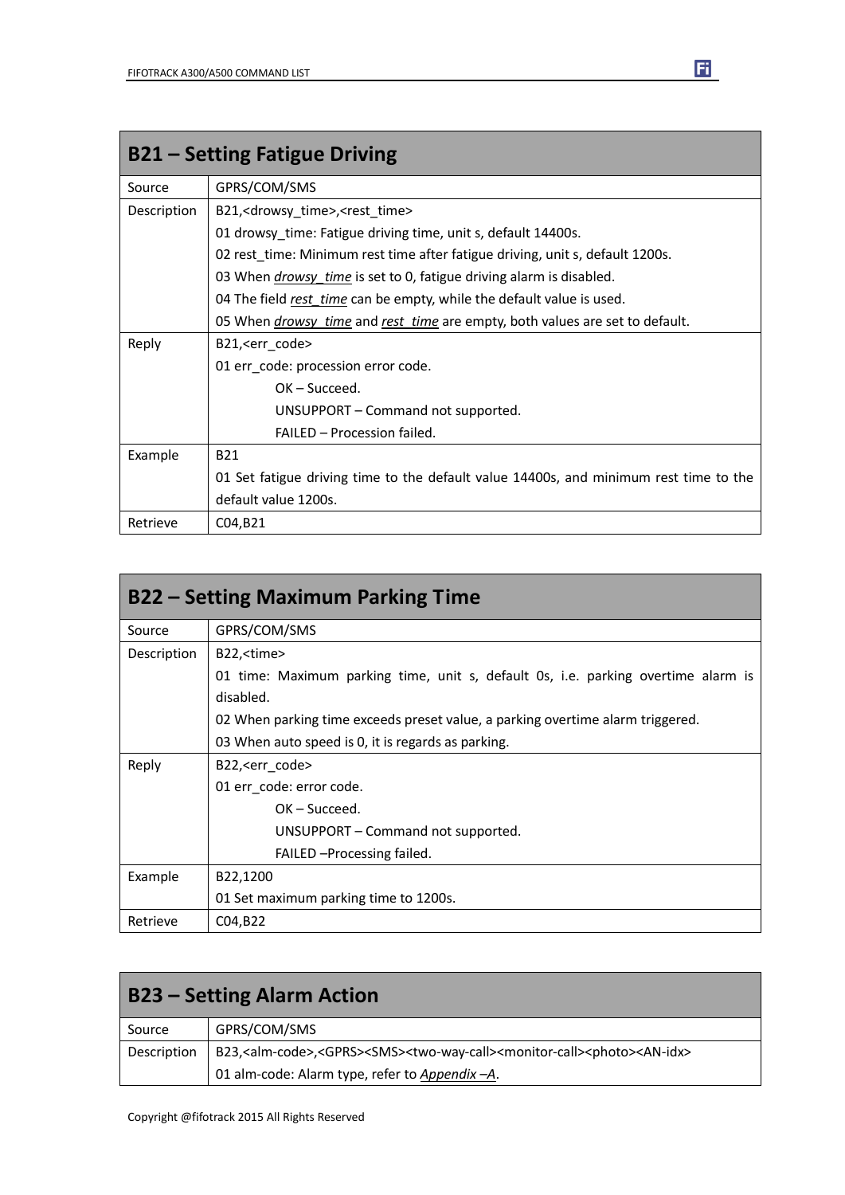## B21 – Setting Fatigue Driving

| | |
|---|---|
| Source | GPRS/COM/SMS |
| Description | B21,<drowsy_time>,<rest_time><br>01 drowsy_time: Fatigue driving time, unit s, default 14400s.<br>02 rest_time: Minimum rest time after fatigue driving, unit s, default 1200s.<br>03 When *drowsy_time* is set to 0, fatigue driving alarm is disabled.<br>04 The field *rest_time* can be empty, while the default value is used.<br>05 When *drowsy_time* and *rest_time* are empty, both values are set to default. |
| Reply | B21,<err_code><br>01 err_code: procession error code.<br>OK – Succeed.<br>UNSUPPORT – Command not supported.<br>FAILED – Procession failed. |
| Example | B21<br>01 Set fatigue driving time to the default value 14400s, and minimum rest time to the default value 1200s. |
| Retrieve | C04,B21 |

## B22 – Setting Maximum Parking Time

| | |
|---|---|
| Source | GPRS/COM/SMS |
| Description | B22,<time><br>01 time: Maximum parking time, unit s, default 0s, i.e. parking overtime alarm is disabled.<br>02 When parking time exceeds preset value, a parking overtime alarm triggered.<br>03 When auto speed is 0, it is regards as parking. |
| Reply | B22,<err_code><br>01 err_code: error code.<br>OK – Succeed.<br>UNSUPPORT – Command not supported.<br>FAILED –Processing failed. |
| Example | B22,1200<br>01 Set maximum parking time to 1200s. |
| Retrieve | C04,B22 |

## B23 – Setting Alarm Action

| | |
|---|---|
| Source | GPRS/COM/SMS |
| Description | B23,<alm-code>,<GPRS><SMS><two-way-call><monitor-call><photo><AN-idx><br>01 alm-code: Alarm type, refer to *Appendix –A*. |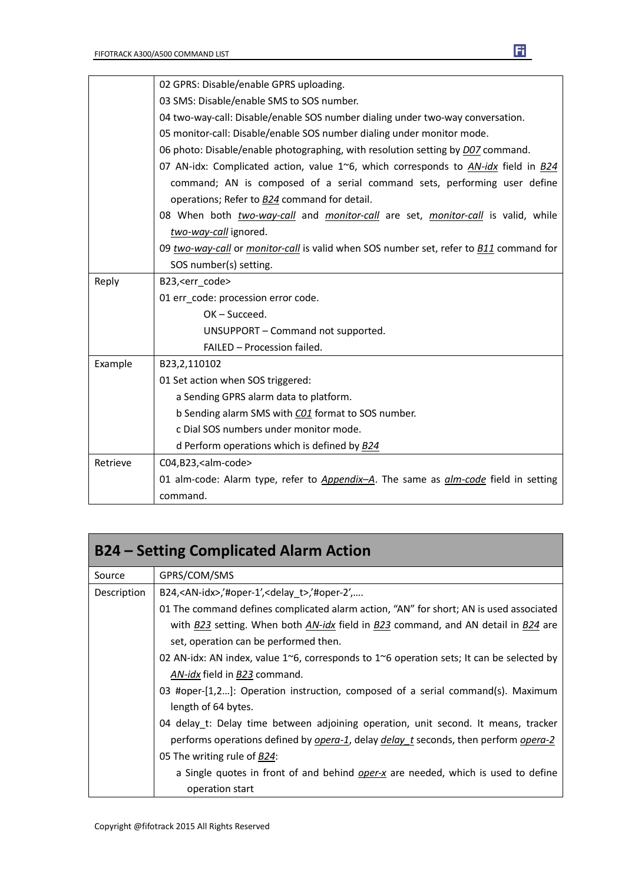| | |
|---|---|
| | 02 GPRS: Disable/enable GPRS uploading.<br>03 SMS: Disable/enable SMS to SOS number.<br>04 two-way-call: Disable/enable SOS number dialing under two-way conversation.<br>05 monitor-call: Disable/enable SOS number dialing under monitor mode.<br>06 photo: Disable/enable photographing, with resolution setting by *D07* command.<br>07 AN-idx: Complicated action, value 1~6, which corresponds to *AN-idx* field in *B24* command; AN is composed of a serial command sets, performing user define operations; Refer to *B24* command for detail.<br>08 When both *two-way-call* and *monitor-call* are set, *monitor-call* is valid, while *two-way-call* ignored.<br>09 *two-way-call* or *monitor-call* is valid when SOS number set, refer to *B11* command for SOS number(s) setting. |
| Reply | B23,<err_code><br>01 err_code: procession error code.<br>OK – Succeed.<br>UNSUPPORT – Command not supported.<br>FAILED – Procession failed. |
| Example | B23,2,110102<br>01 Set action when SOS triggered:<br>a Sending GPRS alarm data to platform.<br>b Sending alarm SMS with *C01* format to SOS number.<br>c Dial SOS numbers under monitor mode.<br>d Perform operations which is defined by *B24* |
| Retrieve | C04,B23,<alm-code><br>01 alm-code: Alarm type, refer to *Appendix–A*. The same as *alm-code* field in setting command. |

## B24 – Setting Complicated Alarm Action

| | |
|---|---|
| Source | GPRS/COM/SMS |
| Description | B24,<AN-idx>,'#oper-1',<delay_t>,'#oper-2',….<br>01 The command defines complicated alarm action, "AN" for short; AN is used associated with *B23* setting. When both *AN-idx* field in *B23* command, and AN detail in *B24* are set, operation can be performed then.<br>02 AN-idx: AN index, value 1~6, corresponds to 1~6 operation sets; It can be selected by *AN-idx* field in *B23* command.<br>03 #oper-[1,2…]: Operation instruction, composed of a serial command(s). Maximum length of 64 bytes.<br>04 delay_t: Delay time between adjoining operation, unit second. It means, tracker performs operations defined by *opera-1*, delay *delay_t* seconds, then perform *opera-2*<br>05 The writing rule of *B24*:<br>a Single quotes in front of and behind *oper-x* are needed, which is used to define operation start |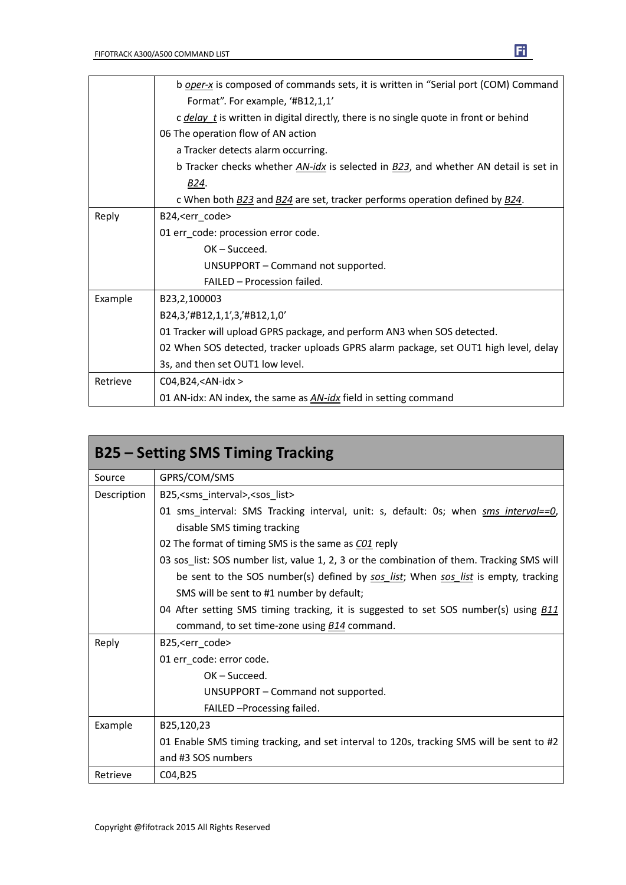| | |
|---|---|
| | b *oper-x* is composed of commands sets, it is written in "Serial port (COM) Command Format". For example, '#B12,1,1'<br>c *delay_t* is written in digital directly, there is no single quote in front or behind<br>06 The operation flow of AN action<br>a Tracker detects alarm occurring.<br>b Tracker checks whether *AN-idx* is selected in *B23*, and whether AN detail is set in *B24*.<br>c When both *B23* and *B24* are set, tracker performs operation defined by *B24*. |
| Reply | B24,<err_code><br>01 err_code: procession error code.<br>OK – Succeed.<br>UNSUPPORT – Command not supported.<br>FAILED – Procession failed. |
| Example | B23,2,100003<br>B24,3,'#B12,1,1',3,'#B12,1,0'<br>01 Tracker will upload GPRS package, and perform AN3 when SOS detected.<br>02 When SOS detected, tracker uploads GPRS alarm package, set OUT1 high level, delay 3s, and then set OUT1 low level. |
| Retrieve | C04,B24,<AN-idx ><br>01 AN-idx: AN index, the same as *AN-idx* field in setting command |

## B25 – Setting SMS Timing Tracking

| | |
|---|---|
| Source | GPRS/COM/SMS |
| Description | B25,<sms_interval>,<sos_list><br>01 sms_interval: SMS Tracking interval, unit: s, default: 0s; when *sms_interval==0*, disable SMS timing tracking<br>02 The format of timing SMS is the same as *C01* reply<br>03 sos_list: SOS number list, value 1, 2, 3 or the combination of them. Tracking SMS will be sent to the SOS number(s) defined by *sos_list*; When *sos_list* is empty, tracking SMS will be sent to #1 number by default;<br>04 After setting SMS timing tracking, it is suggested to set SOS number(s) using *B11* command, to set time-zone using *B14* command. |
| Reply | B25,<err_code><br>01 err_code: error code.<br>OK – Succeed.<br>UNSUPPORT – Command not supported.<br>FAILED –Processing failed. |
| Example | B25,120,23<br>01 Enable SMS timing tracking, and set interval to 120s, tracking SMS will be sent to #2 and #3 SOS numbers |
| Retrieve | C04,B25 |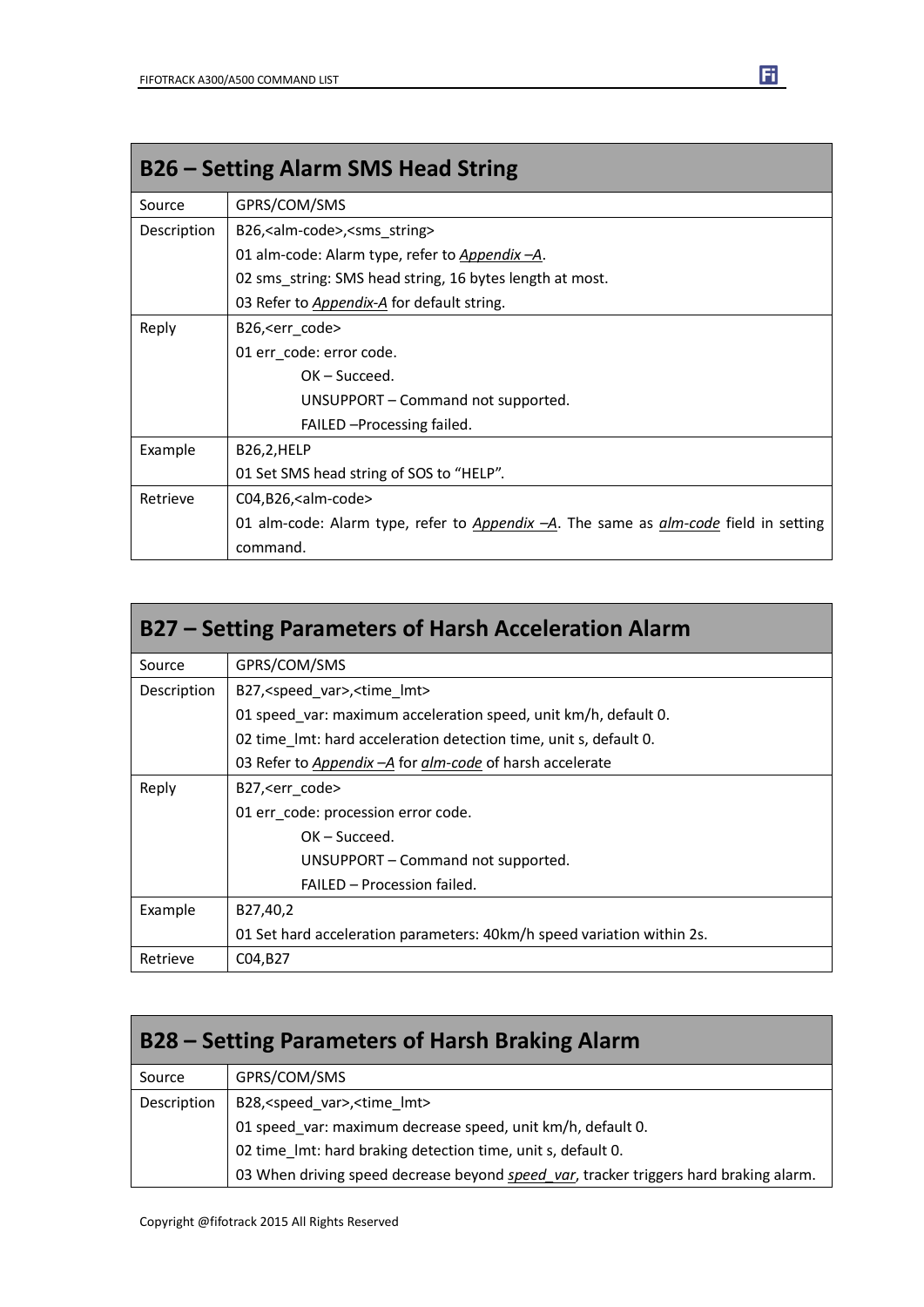## B26 – Setting Alarm SMS Head String

| | |
|---|---|
| Source | GPRS/COM/SMS |
| Description | B26,<alm-code>,<sms_string><br>01 alm-code: Alarm type, refer to *Appendix –A*.<br>02 sms_string: SMS head string, 16 bytes length at most.<br>03 Refer to *Appendix-A* for default string. |
| Reply | B26,<err_code><br>01 err_code: error code.<br>OK – Succeed.<br>UNSUPPORT – Command not supported.<br>FAILED –Processing failed. |
| Example | B26,2,HELP<br>01 Set SMS head string of SOS to "HELP". |
| Retrieve | C04,B26,<alm-code><br>01 alm-code: Alarm type, refer to *Appendix –A*. The same as *alm-code* field in setting command. |

## B27 – Setting Parameters of Harsh Acceleration Alarm

| | |
|---|---|
| Source | GPRS/COM/SMS |
| Description | B27,<speed_var>,<time_lmt><br>01 speed_var: maximum acceleration speed, unit km/h, default 0.<br>02 time_lmt: hard acceleration detection time, unit s, default 0.<br>03 Refer to *Appendix –A* for *alm-code* of harsh accelerate |
| Reply | B27,<err_code><br>01 err_code: procession error code.<br>OK – Succeed.<br>UNSUPPORT – Command not supported.<br>FAILED – Procession failed. |
| Example | B27,40,2<br>01 Set hard acceleration parameters: 40km/h speed variation within 2s. |
| Retrieve | C04,B27 |

## B28 – Setting Parameters of Harsh Braking Alarm

| | |
|---|---|
| Source | GPRS/COM/SMS |
| Description | B28,<speed_var>,<time_lmt><br>01 speed_var: maximum decrease speed, unit km/h, default 0.<br>02 time_lmt: hard braking detection time, unit s, default 0.<br>03 When driving speed decrease beyond *speed_var*, tracker triggers hard braking alarm. |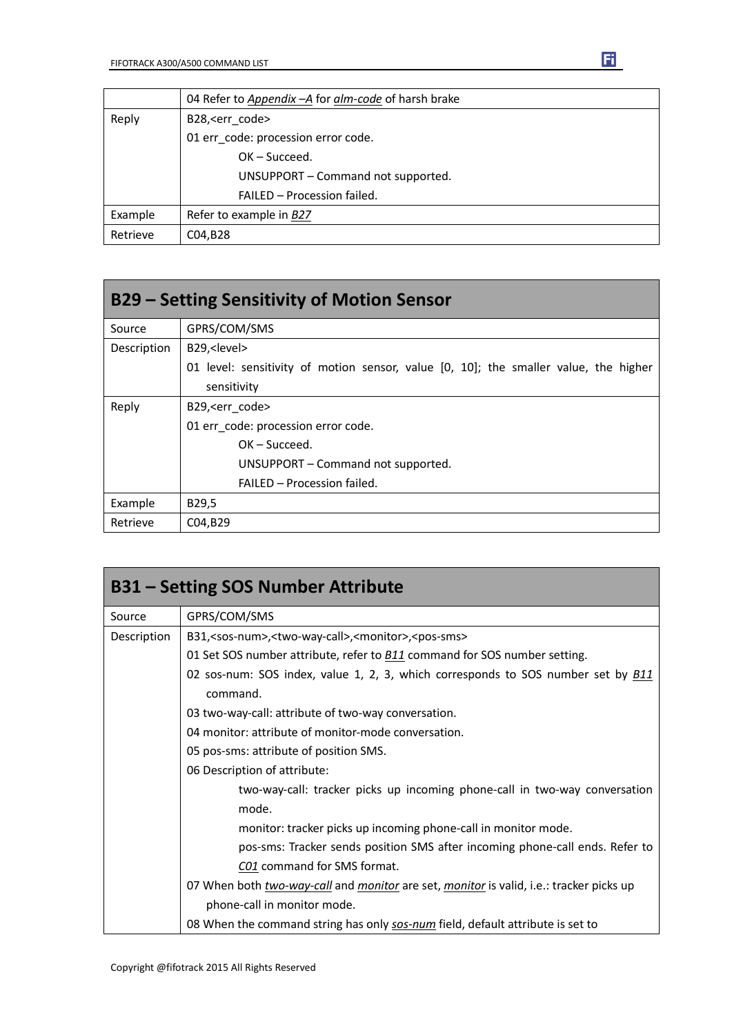| | |
|---|---|
| | 04 Refer to *Appendix –A* for *alm-code* of harsh brake |
| Reply | B28,<err_code><br>01 err_code: procession error code.<br>OK – Succeed.<br>UNSUPPORT – Command not supported.<br>FAILED – Procession failed. |
| Example | Refer to example in *B27* |
| Retrieve | C04,B28 |

## B29 – Setting Sensitivity of Motion Sensor

| | |
|---|---|
| Source | GPRS/COM/SMS |
| Description | B29,<level><br>01 level: sensitivity of motion sensor, value [0, 10]; the smaller value, the higher sensitivity |
| Reply | B29,<err_code><br>01 err_code: procession error code.<br>OK – Succeed.<br>UNSUPPORT – Command not supported.<br>FAILED – Procession failed. |
| Example | B29,5 |
| Retrieve | C04,B29 |

## B31 – Setting SOS Number Attribute

| | |
|---|---|
| Source | GPRS/COM/SMS |
| Description | B31,<sos-num>,<two-way-call>,<monitor>,<pos-sms><br>01 Set SOS number attribute, refer to *B11* command for SOS number setting.<br>02 sos-num: SOS index, value 1, 2, 3, which corresponds to SOS number set by *B11* command.<br>03 two-way-call: attribute of two-way conversation.<br>04 monitor: attribute of monitor-mode conversation.<br>05 pos-sms: attribute of position SMS.<br>06 Description of attribute:<br>two-way-call: tracker picks up incoming phone-call in two-way conversation mode.<br>monitor: tracker picks up incoming phone-call in monitor mode.<br>pos-sms: Tracker sends position SMS after incoming phone-call ends. Refer to *C01* command for SMS format.<br>07 When both *two-way-call* and *monitor* are set, *monitor* is valid, i.e.: tracker picks up phone-call in monitor mode.<br>08 When the command string has only *sos-num* field, default attribute is set to |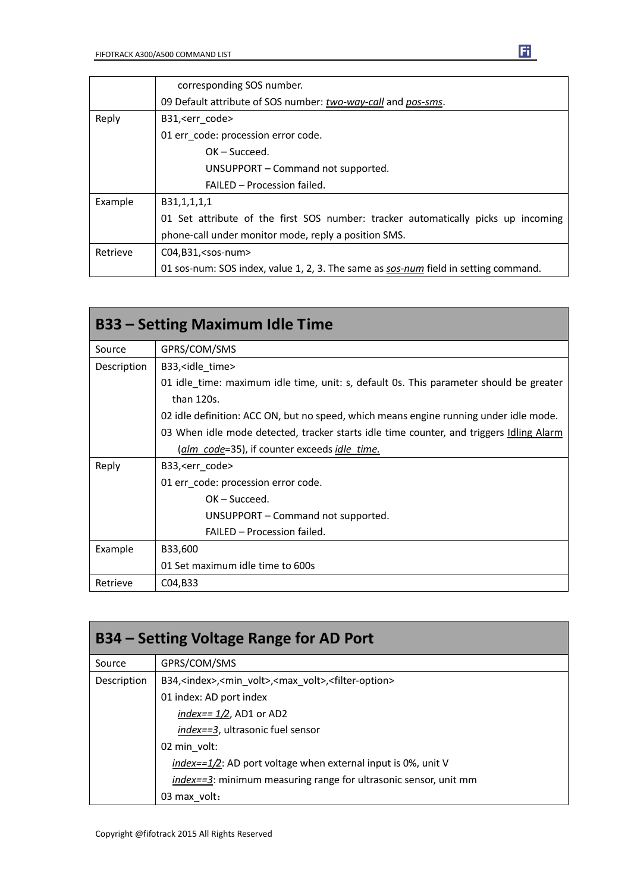|  |  |
|---|---|
|  | corresponding SOS number.<br>09 Default attribute of SOS number: *two-way-call* and *pos-sms*. |
| Reply | B31,<err_code><br>01 err_code: procession error code.<br>OK – Succeed.<br>UNSUPPORT – Command not supported.<br>FAILED – Procession failed. |
| Example | B31,1,1,1,1<br>01 Set attribute of the first SOS number: tracker automatically picks up incoming phone-call under monitor mode, reply a position SMS. |
| Retrieve | C04,B31,<sos-num><br>01 sos-num: SOS index, value 1, 2, 3. The same as *sos-num* field in setting command. |

## B33 – Setting Maximum Idle Time

|  |  |
|---|---|
| Source | GPRS/COM/SMS |
| Description | B33,<idle_time><br>01 idle_time: maximum idle time, unit: s, default 0s. This parameter should be greater than 120s.<br>02 idle definition: ACC ON, but no speed, which means engine running under idle mode.<br>03 When idle mode detected, tracker starts idle time counter, and triggers Idling Alarm (*alm_code*=35), if counter exceeds *idle_time.* |
| Reply | B33,<err_code><br>01 err_code: procession error code.<br>OK – Succeed.<br>UNSUPPORT – Command not supported.<br>FAILED – Procession failed. |
| Example | B33,600<br>01 Set maximum idle time to 600s |
| Retrieve | C04,B33 |

## B34 – Setting Voltage Range for AD Port

|  |  |
|---|---|
| Source | GPRS/COM/SMS |
| Description | B34,<index>,<min_volt>,<max_volt>,<filter-option><br>01 index: AD port index<br>*index== 1/2*, AD1 or AD2<br>*index==3*, ultrasonic fuel sensor<br>02 min_volt:<br>*index==1/2*: AD port voltage when external input is 0%, unit V<br>*index==3*: minimum measuring range for ultrasonic sensor, unit mm<br>03 max_volt： |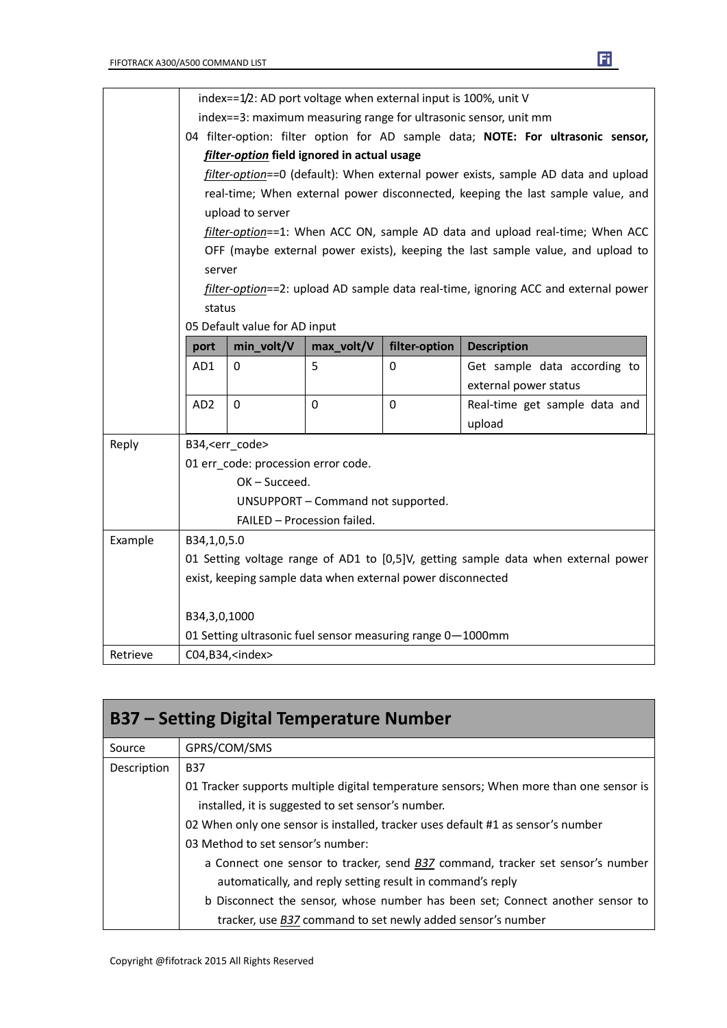| | |
|---|---|
| | index==1/2: AD port voltage when external input is 100%, unit V<br>index==3: maximum measuring range for ultrasonic sensor, unit mm<br>04 filter-option: filter option for AD sample data; **NOTE: For ultrasonic sensor, *filter-option* field ignored in actual usage**<br>*filter-option*==0 (default): When external power exists, sample AD data and upload real-time; When external power disconnected, keeping the last sample value, and upload to server<br>*filter-option*==1: When ACC ON, sample AD data and upload real-time; When ACC OFF (maybe external power exists), keeping the last sample value, and upload to server<br>*filter-option*==2: upload AD sample data real-time, ignoring ACC and external power status<br>05 Default value for AD input |

| port | min_volt/V | max_volt/V | filter-option | Description |
|---|---|---|---|---|
| AD1 | 0 | 5 | 0 | Get sample data according to external power status |
| AD2 | 0 | 0 | 0 | Real-time get sample data and upload |

| | |
|---|---|
| Reply | B34,<err_code><br>01 err_code: procession error code.<br>OK – Succeed.<br>UNSUPPORT – Command not supported.<br>FAILED – Procession failed. |
| Example | B34,1,0,5.0<br>01 Setting voltage range of AD1 to [0,5]V, getting sample data when external power exist, keeping sample data when external power disconnected<br><br>B34,3,0,1000<br>01 Setting ultrasonic fuel sensor measuring range 0—1000mm |
| Retrieve | C04,B34,<index> |

## B37 – Setting Digital Temperature Number

| | |
|---|---|
| Source | GPRS/COM/SMS |
| Description | B37<br>01 Tracker supports multiple digital temperature sensors; When more than one sensor is installed, it is suggested to set sensor's number.<br>02 When only one sensor is installed, tracker uses default #1 as sensor's number<br>03 Method to set sensor's number:<br>a Connect one sensor to tracker, send ***B37*** command, tracker set sensor's number automatically, and reply setting result in command's reply<br>b Disconnect the sensor, whose number has been set; Connect another sensor to tracker, use ***B37*** command to set newly added sensor's number |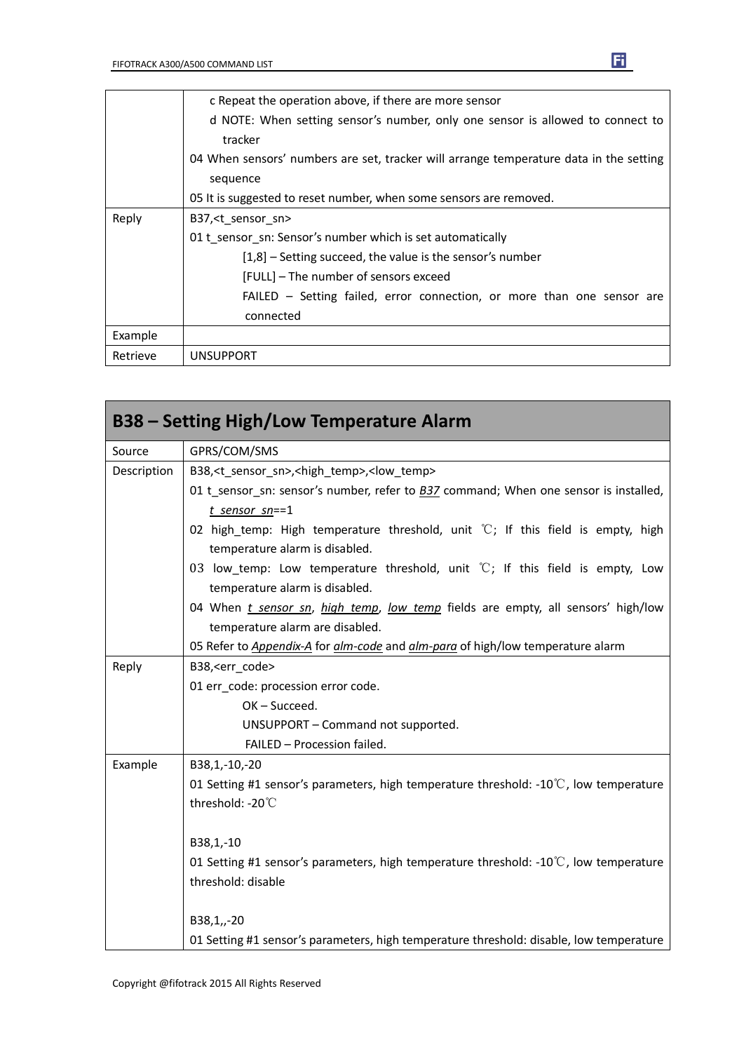| | |
|---|---|
| | c Repeat the operation above, if there are more sensor<br>d NOTE: When setting sensor's number, only one sensor is allowed to connect to tracker<br>04 When sensors' numbers are set, tracker will arrange temperature data in the setting sequence<br>05 It is suggested to reset number, when some sensors are removed. |
| Reply | B37,<t_sensor_sn><br>01 t_sensor_sn: Sensor's number which is set automatically<br>[1,8] – Setting succeed, the value is the sensor's number<br>[FULL] – The number of sensors exceed<br>FAILED – Setting failed, error connection, or more than one sensor are connected |
| Example | |
| Retrieve | UNSUPPORT |

## B38 – Setting High/Low Temperature Alarm

| | |
|---|---|
| Source | GPRS/COM/SMS |
| Description | B38,<t_sensor_sn>,<high_temp>,<low_temp><br>01 t_sensor_sn: sensor's number, refer to *B37* command; When one sensor is installed, *t_sensor_sn*==1<br>02 high_temp: High temperature threshold, unit ℃; If this field is empty, high temperature alarm is disabled.<br>03 low_temp: Low temperature threshold, unit ℃; If this field is empty, Low temperature alarm is disabled.<br>04 When *t_sensor_sn*, *high_temp*, *low_temp* fields are empty, all sensors' high/low temperature alarm are disabled.<br>05 Refer to *Appendix-A* for *alm-code* and *alm-para* of high/low temperature alarm |
| Reply | B38,<err_code><br>01 err_code: procession error code.<br>OK – Succeed.<br>UNSUPPORT – Command not supported.<br>FAILED – Procession failed. |
| Example | B38,1,-10,-20<br>01 Setting #1 sensor's parameters, high temperature threshold: -10℃, low temperature threshold: -20℃<br><br>B38,1,-10<br>01 Setting #1 sensor's parameters, high temperature threshold: -10℃, low temperature threshold: disable<br><br>B38,1,,-20<br>01 Setting #1 sensor's parameters, high temperature threshold: disable, low temperature |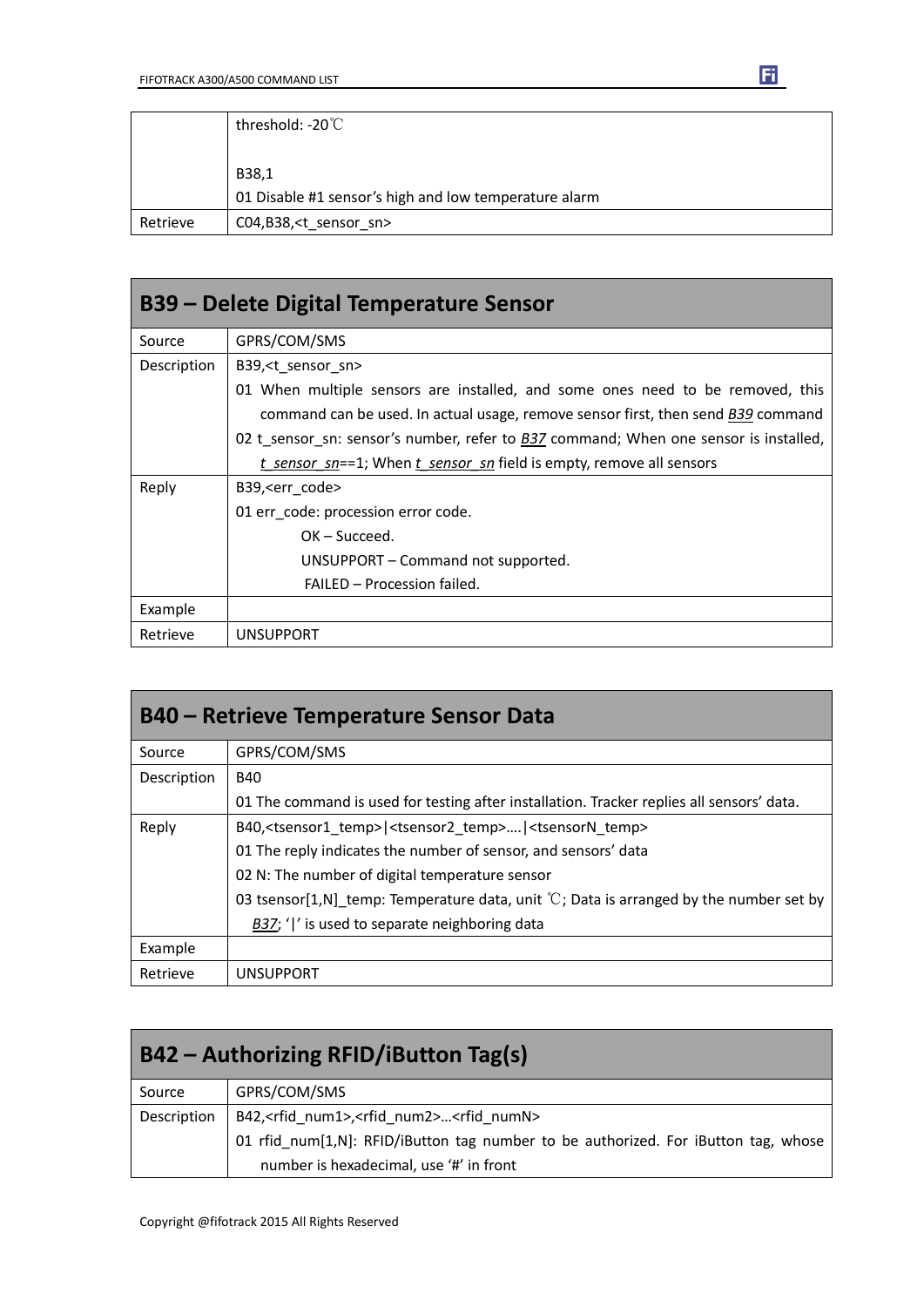| | |
|---|---|
| | threshold: -20℃<br><br>B38,1<br>01 Disable #1 sensor's high and low temperature alarm |
| Retrieve | C04,B38,<t_sensor_sn> |

## B39 – Delete Digital Temperature Sensor

| | |
|---|---|
| Source | GPRS/COM/SMS |
| Description | B39,<t_sensor_sn><br>01 When multiple sensors are installed, and some ones need to be removed, this command can be used. In actual usage, remove sensor first, then send *B39* command<br>02 t_sensor_sn: sensor's number, refer to *B37* command; When one sensor is installed, *t_sensor_sn*==1; When *t_sensor_sn* field is empty, remove all sensors |
| Reply | B39,<err_code><br>01 err_code: procession error code.<br>OK – Succeed.<br>UNSUPPORT – Command not supported.<br>FAILED – Procession failed. |
| Example | |
| Retrieve | UNSUPPORT |

## B40 – Retrieve Temperature Sensor Data

| | |
|---|---|
| Source | GPRS/COM/SMS |
| Description | B40<br>01 The command is used for testing after installation. Tracker replies all sensors' data. |
| Reply | B40,<tsensor1_temp>\|<tsensor2_temp>….\|<tsensorN_temp><br>01 The reply indicates the number of sensor, and sensors' data<br>02 N: The number of digital temperature sensor<br>03 tsensor[1,N]_temp: Temperature data, unit ℃; Data is arranged by the number set by *B37*; '\|' is used to separate neighboring data |
| Example | |
| Retrieve | UNSUPPORT |

## B42 – Authorizing RFID/iButton Tag(s)

| | |
|---|---|
| Source | GPRS/COM/SMS |
| Description | B42,<rfid_num1>,<rfid_num2>…<rfid_numN><br>01 rfid_num[1,N]: RFID/iButton tag number to be authorized. For iButton tag, whose number is hexadecimal, use '#' in front |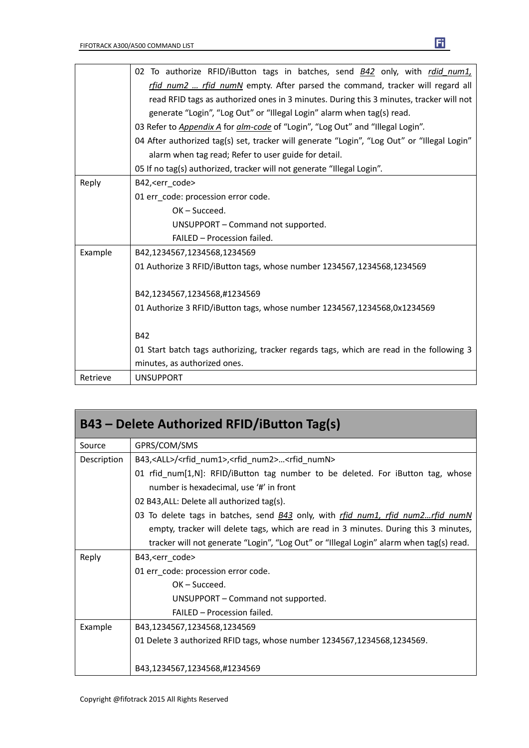| | |
|---|---|
| | 02 To authorize RFID/iButton tags in batches, send *B42* only, with *rdid_num1, rfid_num2 … rfid_numN* empty. After parsed the command, tracker will regard all read RFID tags as authorized ones in 3 minutes. During this 3 minutes, tracker will not generate "Login", "Log Out" or "Illegal Login" alarm when tag(s) read.<br>03 Refer to *Appendix A* for *alm-code* of "Login", "Log Out" and "Illegal Login".<br>04 After authorized tag(s) set, tracker will generate "Login", "Log Out" or "Illegal Login" alarm when tag read; Refer to user guide for detail.<br>05 If no tag(s) authorized, tracker will not generate "Illegal Login". |
| Reply | B42,<err_code><br>01 err_code: procession error code.<br>OK – Succeed.<br>UNSUPPORT – Command not supported.<br>FAILED – Procession failed. |
| Example | B42,1234567,1234568,1234569<br>01 Authorize 3 RFID/iButton tags, whose number 1234567,1234568,1234569<br><br>B42,1234567,1234568,#1234569<br>01 Authorize 3 RFID/iButton tags, whose number 1234567,1234568,0x1234569<br><br>B42<br>01 Start batch tags authorizing, tracker regards tags, which are read in the following 3 minutes, as authorized ones. |
| Retrieve | UNSUPPORT |

## B43 – Delete Authorized RFID/iButton Tag(s)

| | |
|---|---|
| Source | GPRS/COM/SMS |
| Description | B43,<ALL>/<rfid_num1>,<rfid_num2>…<rfid_numN><br>01 rfid_num[1,N]: RFID/iButton tag number to be deleted. For iButton tag, whose number is hexadecimal, use '#' in front<br>02 B43,ALL: Delete all authorized tag(s).<br>03 To delete tags in batches, send *B43* only, with *rfid_num1, rfid_num2…rfid_numN* empty, tracker will delete tags, which are read in 3 minutes. During this 3 minutes, tracker will not generate "Login", "Log Out" or "Illegal Login" alarm when tag(s) read. |
| Reply | B43,<err_code><br>01 err_code: procession error code.<br>OK – Succeed.<br>UNSUPPORT – Command not supported.<br>FAILED – Procession failed. |
| Example | B43,1234567,1234568,1234569<br>01 Delete 3 authorized RFID tags, whose number 1234567,1234568,1234569.<br><br>B43,1234567,1234568,#1234569 |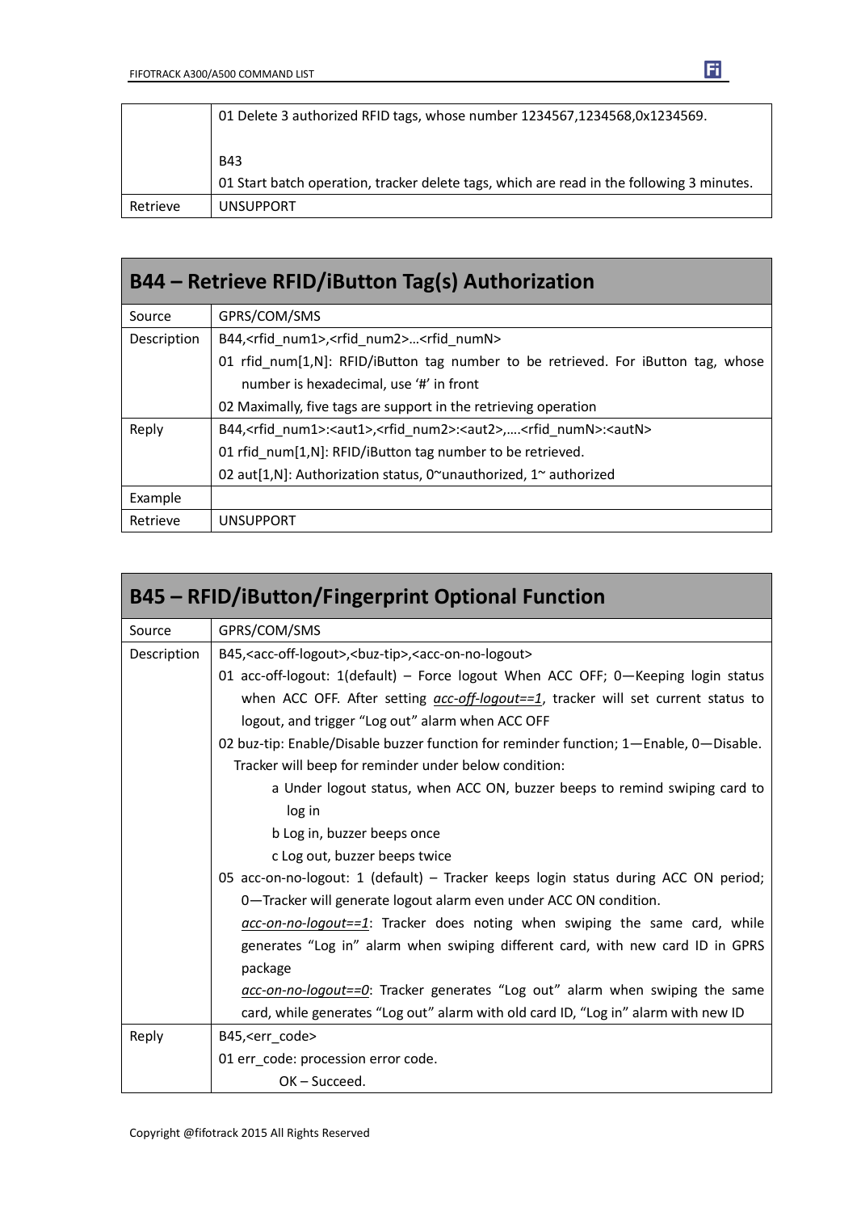| | |
|---|---|
| | 01 Delete 3 authorized RFID tags, whose number 1234567,1234568,0x1234569.<br><br>B43<br>01 Start batch operation, tracker delete tags, which are read in the following 3 minutes. |
| Retrieve | UNSUPPORT |

## B44 – Retrieve RFID/iButton Tag(s) Authorization

| | |
|---|---|
| Source | GPRS/COM/SMS |
| Description | B44,<rfid_num1>,<rfid_num2>…<rfid_numN><br>01 rfid_num[1,N]: RFID/iButton tag number to be retrieved. For iButton tag, whose number is hexadecimal, use '#' in front<br>02 Maximally, five tags are support in the retrieving operation |
| Reply | B44,<rfid_num1>:<aut1>,<rfid_num2>:<aut2>,….<rfid_numN>:<autN><br>01 rfid_num[1,N]: RFID/iButton tag number to be retrieved.<br>02 aut[1,N]: Authorization status, 0~unauthorized, 1~ authorized |
| Example | |
| Retrieve | UNSUPPORT |

## B45 – RFID/iButton/Fingerprint Optional Function

| | |
|---|---|
| Source | GPRS/COM/SMS |
| Description | B45,<acc-off-logout>,<buz-tip>,<acc-on-no-logout><br>01 acc-off-logout: 1(default) – Force logout When ACC OFF; 0—Keeping login status when ACC OFF. After setting *acc-off-logout==1*, tracker will set current status to logout, and trigger "Log out" alarm when ACC OFF<br>02 buz-tip: Enable/Disable buzzer function for reminder function; 1—Enable, 0—Disable. Tracker will beep for reminder under below condition:<br>a Under logout status, when ACC ON, buzzer beeps to remind swiping card to log in<br>b Log in, buzzer beeps once<br>c Log out, buzzer beeps twice<br>05 acc-on-no-logout: 1 (default) – Tracker keeps login status during ACC ON period; 0—Tracker will generate logout alarm even under ACC ON condition.<br>*acc-on-no-logout==1*: Tracker does noting when swiping the same card, while generates "Log in" alarm when swiping different card, with new card ID in GPRS package<br>*acc-on-no-logout==0*: Tracker generates "Log out" alarm when swiping the same card, while generates "Log out" alarm with old card ID, "Log in" alarm with new ID |
| Reply | B45,<err_code><br>01 err_code: procession error code.<br>OK – Succeed. |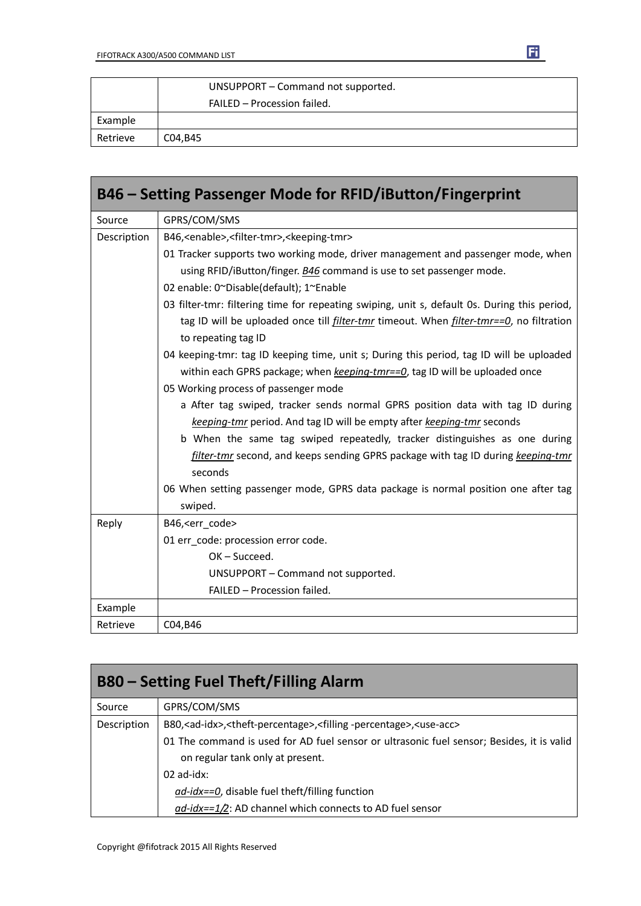| | |
|---|---|
| | UNSUPPORT – Command not supported.<br>FAILED – Procession failed. |
| Example | |
| Retrieve | C04,B45 |

## B46 – Setting Passenger Mode for RFID/iButton/Fingerprint

| | |
|---|---|
| Source | GPRS/COM/SMS |
| Description | B46,<enable>,<filter-tmr>,<keeping-tmr><br>01 Tracker supports two working mode, driver management and passenger mode, when using RFID/iButton/finger. *B46* command is use to set passenger mode.<br>02 enable: 0~Disable(default); 1~Enable<br>03 filter-tmr: filtering time for repeating swiping, unit s, default 0s. During this period, tag ID will be uploaded once till *filter-tmr* timeout. When *filter-tmr==0*, no filtration to repeating tag ID<br>04 keeping-tmr: tag ID keeping time, unit s; During this period, tag ID will be uploaded within each GPRS package; when *keeping-tmr==0*, tag ID will be uploaded once<br>05 Working process of passenger mode<br>a After tag swiped, tracker sends normal GPRS position data with tag ID during *keeping-tmr* period. And tag ID will be empty after *keeping-tmr* seconds<br>b When the same tag swiped repeatedly, tracker distinguishes as one during *filter-tmr* second, and keeps sending GPRS package with tag ID during *keeping-tmr* seconds<br>06 When setting passenger mode, GPRS data package is normal position one after tag swiped. |
| Reply | B46,<err_code><br>01 err_code: procession error code.<br>OK – Succeed.<br>UNSUPPORT – Command not supported.<br>FAILED – Procession failed. |
| Example | |
| Retrieve | C04,B46 |

## B80 – Setting Fuel Theft/Filling Alarm

| | |
|---|---|
| Source | GPRS/COM/SMS |
| Description | B80,<ad-idx>,<theft-percentage>,<filling -percentage>,<use-acc><br>01 The command is used for AD fuel sensor or ultrasonic fuel sensor; Besides, it is valid on regular tank only at present.<br>02 ad-idx:<br>*ad-idx==0*, disable fuel theft/filling function<br>*ad-idx==1/2*: AD channel which connects to AD fuel sensor |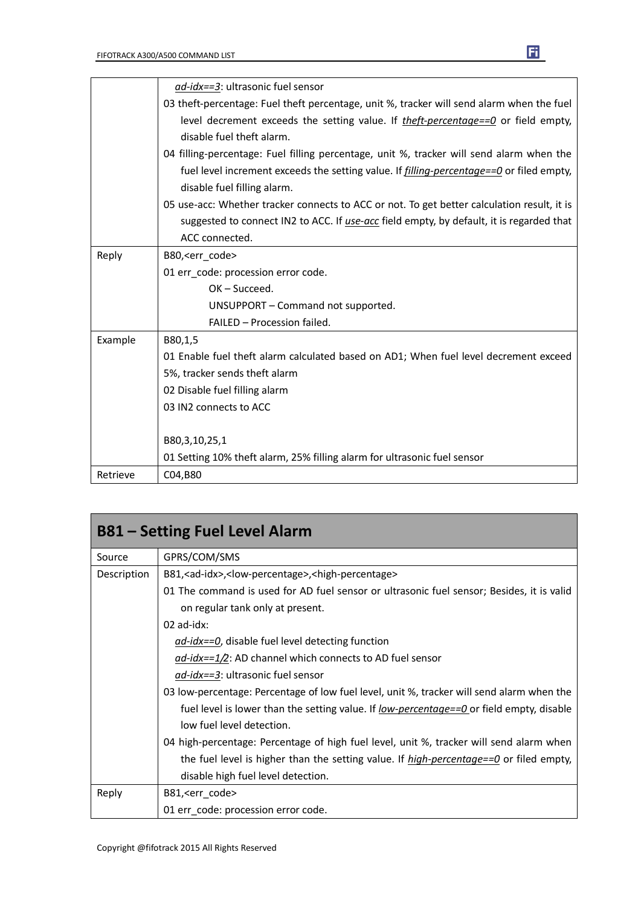| | |
|---|---|
| | *ad-idx==3*: ultrasonic fuel sensor<br>03 theft-percentage: Fuel theft percentage, unit %, tracker will send alarm when the fuel level decrement exceeds the setting value. If *theft-percentage==0* or field empty, disable fuel theft alarm.<br>04 filling-percentage: Fuel filling percentage, unit %, tracker will send alarm when the fuel level increment exceeds the setting value. If *filling-percentage==0* or filed empty, disable fuel filling alarm.<br>05 use-acc: Whether tracker connects to ACC or not. To get better calculation result, it is suggested to connect IN2 to ACC. If *use-acc* field empty, by default, it is regarded that ACC connected. |
| Reply | B80,<err_code><br>01 err_code: procession error code.<br>OK – Succeed.<br>UNSUPPORT – Command not supported.<br>FAILED – Procession failed. |
| Example | B80,1,5<br>01 Enable fuel theft alarm calculated based on AD1; When fuel level decrement exceed 5%, tracker sends theft alarm<br>02 Disable fuel filling alarm<br>03 IN2 connects to ACC<br><br>B80,3,10,25,1<br>01 Setting 10% theft alarm, 25% filling alarm for ultrasonic fuel sensor |
| Retrieve | C04,B80 |

## B81 – Setting Fuel Level Alarm

| | |
|---|---|
| Source | GPRS/COM/SMS |
| Description | B81,<ad-idx>,<low-percentage>,<high-percentage><br>01 The command is used for AD fuel sensor or ultrasonic fuel sensor; Besides, it is valid on regular tank only at present.<br>02 ad-idx:<br>*ad-idx==0*, disable fuel level detecting function<br>*ad-idx==1/2*: AD channel which connects to AD fuel sensor<br>*ad-idx==3*: ultrasonic fuel sensor<br>03 low-percentage: Percentage of low fuel level, unit %, tracker will send alarm when the fuel level is lower than the setting value. If *low-percentage==0* or field empty, disable low fuel level detection.<br>04 high-percentage: Percentage of high fuel level, unit %, tracker will send alarm when the fuel level is higher than the setting value. If *high-percentage==0* or filed empty, disable high fuel level detection. |
| Reply | B81,<err_code><br>01 err_code: procession error code. |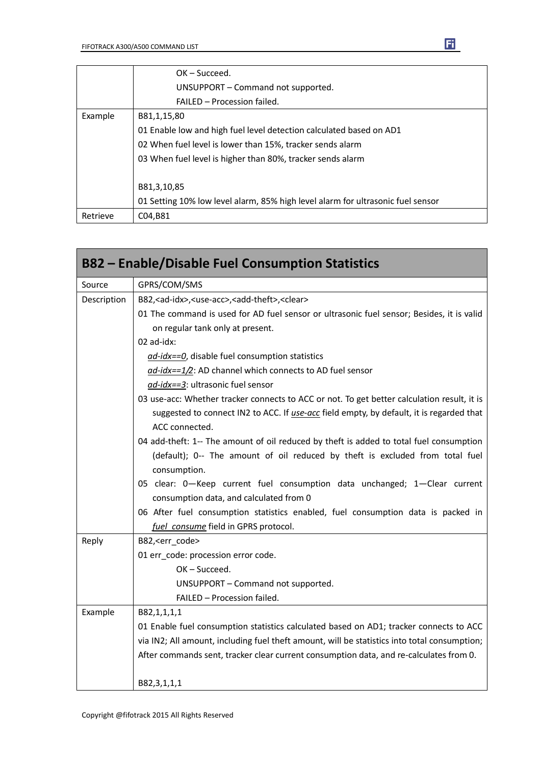| | |
|---|---|
| | OK – Succeed.<br>UNSUPPORT – Command not supported.<br>FAILED – Procession failed. |
| Example | B81,1,15,80<br>01 Enable low and high fuel level detection calculated based on AD1<br>02 When fuel level is lower than 15%, tracker sends alarm<br>03 When fuel level is higher than 80%, tracker sends alarm<br><br>B81,3,10,85<br>01 Setting 10% low level alarm, 85% high level alarm for ultrasonic fuel sensor |
| Retrieve | C04,B81 |

## B82 – Enable/Disable Fuel Consumption Statistics

| | |
|---|---|
| Source | GPRS/COM/SMS |
| Description | B82,<ad-idx>,<use-acc>,<add-theft>,<clear><br>01 The command is used for AD fuel sensor or ultrasonic fuel sensor; Besides, it is valid on regular tank only at present.<br>02 ad-idx:<br>*ad-idx==0*, disable fuel consumption statistics<br>*ad-idx==1/2*: AD channel which connects to AD fuel sensor<br>*ad-idx==3*: ultrasonic fuel sensor<br>03 use-acc: Whether tracker connects to ACC or not. To get better calculation result, it is suggested to connect IN2 to ACC. If *use-acc* field empty, by default, it is regarded that ACC connected.<br>04 add-theft: 1-- The amount of oil reduced by theft is added to total fuel consumption (default); 0-- The amount of oil reduced by theft is excluded from total fuel consumption.<br>05 clear: 0—Keep current fuel consumption data unchanged; 1—Clear current consumption data, and calculated from 0<br>06 After fuel consumption statistics enabled, fuel consumption data is packed in *fuel_consume* field in GPRS protocol. |
| Reply | B82,<err_code><br>01 err_code: procession error code.<br>OK – Succeed.<br>UNSUPPORT – Command not supported.<br>FAILED – Procession failed. |
| Example | B82,1,1,1,1<br>01 Enable fuel consumption statistics calculated based on AD1; tracker connects to ACC via IN2; All amount, including fuel theft amount, will be statistics into total consumption; After commands sent, tracker clear current consumption data, and re-calculates from 0.<br><br>B82,3,1,1,1 |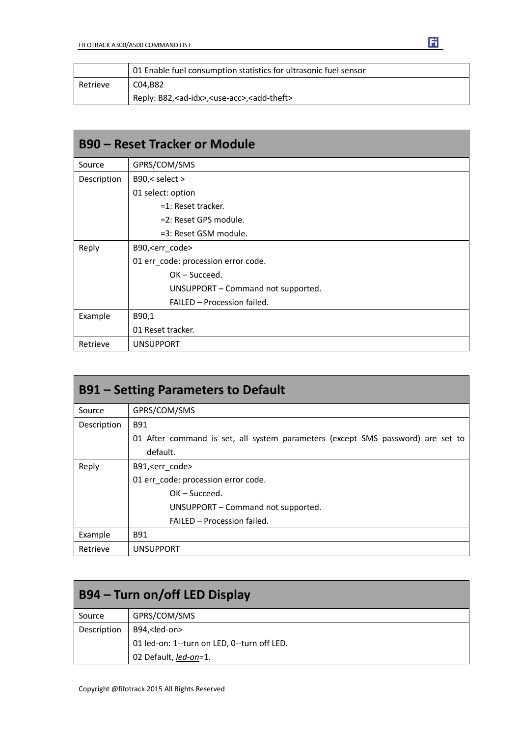| | |
|---|---|
| | 01 Enable fuel consumption statistics for ultrasonic fuel sensor |
| Retrieve | C04,B82<br>Reply: B82,<ad-idx>,<use-acc>,<add-theft> |

## B90 – Reset Tracker or Module

| | |
|---|---|
| Source | GPRS/COM/SMS |
| Description | B90,< select ><br>01 select: option<br>=1: Reset tracker.<br>=2: Reset GPS module.<br>=3: Reset GSM module. |
| Reply | B90,<err_code><br>01 err_code: procession error code.<br>OK – Succeed.<br>UNSUPPORT – Command not supported.<br>FAILED – Procession failed. |
| Example | B90,1<br>01 Reset tracker. |
| Retrieve | UNSUPPORT |

## B91 – Setting Parameters to Default

| | |
|---|---|
| Source | GPRS/COM/SMS |
| Description | B91<br>01 After command is set, all system parameters (except SMS password) are set to default. |
| Reply | B91,<err_code><br>01 err_code: procession error code.<br>OK – Succeed.<br>UNSUPPORT – Command not supported.<br>FAILED – Procession failed. |
| Example | B91 |
| Retrieve | UNSUPPORT |

## B94 – Turn on/off LED Display

| | |
|---|---|
| Source | GPRS/COM/SMS |
| Description | B94,<led-on><br>01 led-on: 1--turn on LED, 0--turn off LED.<br>02 Default, *led-on*=1. |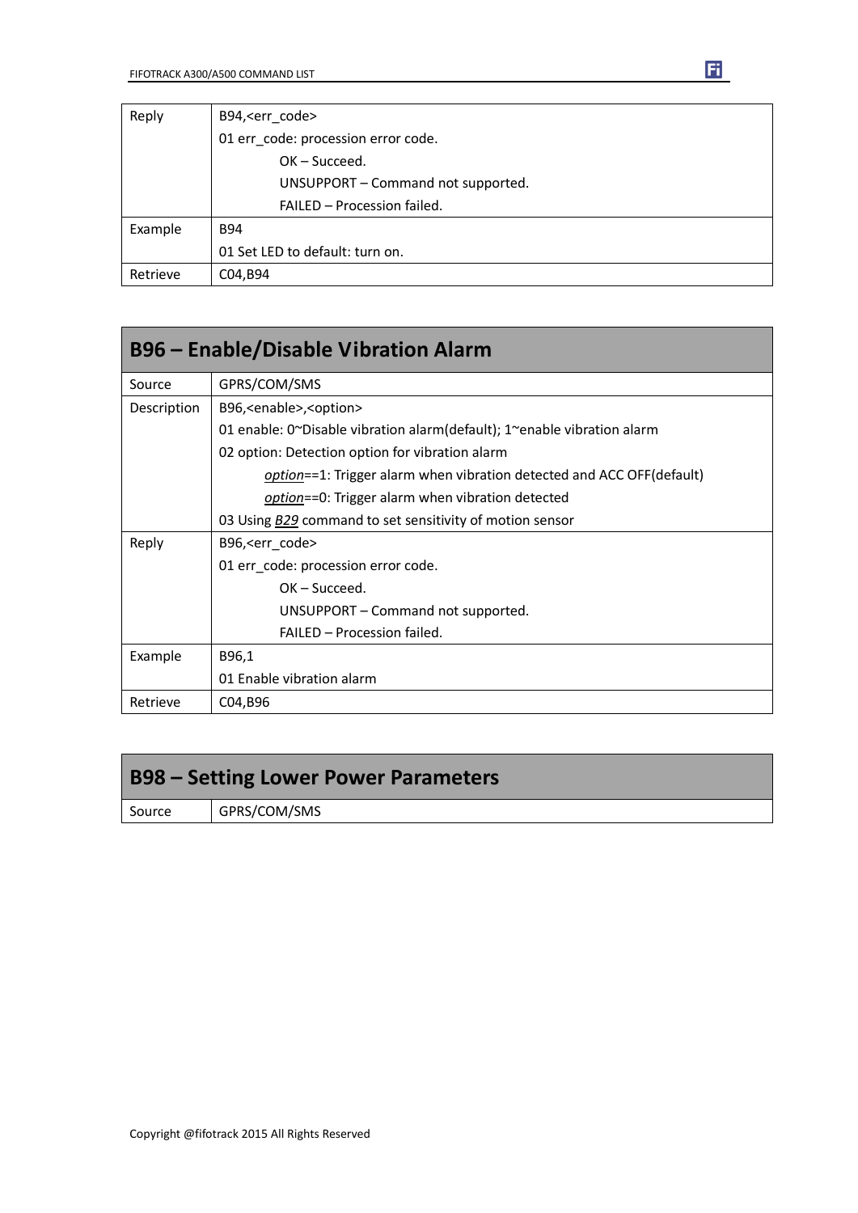| | |
|---|---|
| Reply | B94,<err_code><br>01 err_code: procession error code.<br>OK – Succeed.<br>UNSUPPORT – Command not supported.<br>FAILED – Procession failed. |
| Example | B94<br>01 Set LED to default: turn on. |
| Retrieve | C04,B94 |

## B96 – Enable/Disable Vibration Alarm

| | |
|---|---|
| Source | GPRS/COM/SMS |
| Description | B96,<enable>,<option><br>01 enable: 0~Disable vibration alarm(default); 1~enable vibration alarm<br>02 option: Detection option for vibration alarm<br>*option*==1: Trigger alarm when vibration detected and ACC OFF(default)<br>*option*==0: Trigger alarm when vibration detected<br>03 Using *B29* command to set sensitivity of motion sensor |
| Reply | B96,<err_code><br>01 err_code: procession error code.<br>OK – Succeed.<br>UNSUPPORT – Command not supported.<br>FAILED – Procession failed. |
| Example | B96,1<br>01 Enable vibration alarm |
| Retrieve | C04,B96 |

## B98 – Setting Lower Power Parameters

| | |
|---|---|
| Source | GPRS/COM/SMS |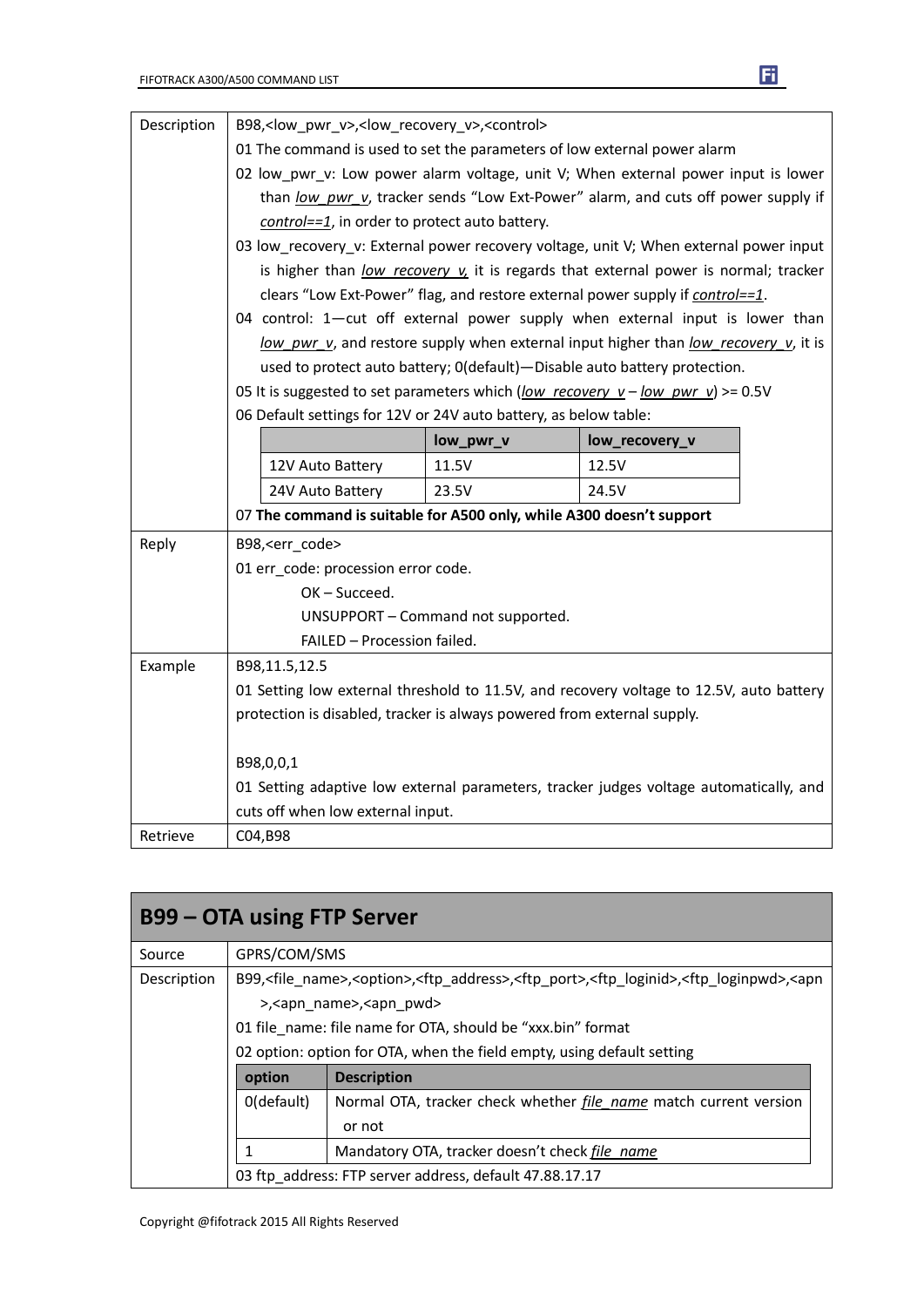| | |
|---|---|
| Description | B98,<low_pwr_v>,<low_recovery_v>,<control><br>01 The command is used to set the parameters of low external power alarm<br>02 low_pwr_v: Low power alarm voltage, unit V; When external power input is lower than *low_pwr_v*, tracker sends "Low Ext-Power" alarm, and cuts off power supply if *control==1*, in order to protect auto battery.<br>03 low_recovery_v: External power recovery voltage, unit V; When external power input is higher than *low_recovery_v,* it is regards that external power is normal; tracker clears "Low Ext-Power" flag, and restore external power supply if *control==1*.<br>04 control: 1—cut off external power supply when external input is lower than *low_pwr_v*, and restore supply when external input higher than *low_recovery_v*, it is used to protect auto battery; 0(default)—Disable auto battery protection.<br>05 It is suggested to set parameters which (*low_recovery_v* – *low_pwr_v*) >= 0.5V<br>06 Default settings for 12V or 24V auto battery, as below table:<br><br>(table: \| \| low_pwr_v \| low_recovery_v \| / \| 12V Auto Battery \| 11.5V \| 12.5V \| / \| 24V Auto Battery \| 23.5V \| 24.5V \|)<br><br>07 **The command is suitable for A500 only, while A300 doesn't support** |
| Reply | B98,<err_code><br>01 err_code: procession error code.<br>OK – Succeed.<br>UNSUPPORT – Command not supported.<br>FAILED – Procession failed. |
| Example | B98,11.5,12.5<br>01 Setting low external threshold to 11.5V, and recovery voltage to 12.5V, auto battery protection is disabled, tracker is always powered from external supply.<br><br>B98,0,0,1<br>01 Setting adaptive low external parameters, tracker judges voltage automatically, and cuts off when low external input. |
| Retrieve | C04,B98 |

## B99 – OTA using FTP Server

| | |
|---|---|
| Source | GPRS/COM/SMS |
| Description | B99,<file_name>,<option>,<ftp_address>,<ftp_port>,<ftp_loginid>,<ftp_loginpwd>,<apn>,<apn_name>,<apn_pwd><br>01 file_name: file name for OTA, should be "xxx.bin" format<br>02 option: option for OTA, when the field empty, using default setting<br><br>(table: \| option \| Description \| / \| 0(default) \| Normal OTA, tracker check whether *file_name* match current version or not \| / \| 1 \| Mandatory OTA, tracker doesn't check *file_name* \|)<br><br>03 ftp_address: FTP server address, default 47.88.17.17 |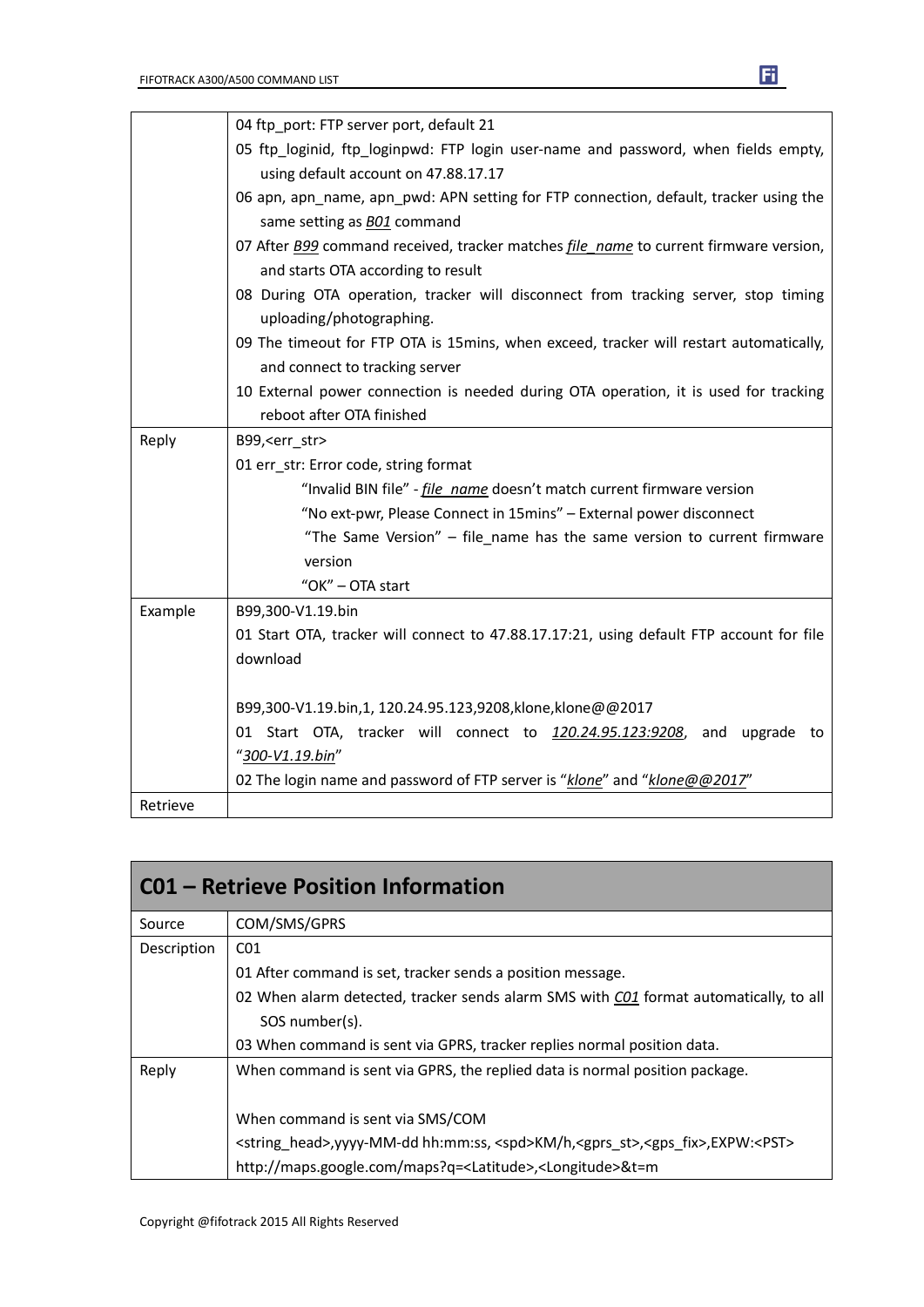| | |
|---|---|
| | 04 ftp_port: FTP server port, default 21<br>05 ftp_loginid, ftp_loginpwd: FTP login user-name and password, when fields empty, using default account on 47.88.17.17<br>06 apn, apn_name, apn_pwd: APN setting for FTP connection, default, tracker using the same setting as *B01* command<br>07 After *B99* command received, tracker matches *file_name* to current firmware version, and starts OTA according to result<br>08 During OTA operation, tracker will disconnect from tracking server, stop timing uploading/photographing.<br>09 The timeout for FTP OTA is 15mins, when exceed, tracker will restart automatically, and connect to tracking server<br>10 External power connection is needed during OTA operation, it is used for tracking reboot after OTA finished |
| Reply | B99,<err_str><br>01 err_str: Error code, string format<br>"Invalid BIN file" - *file_name* doesn't match current firmware version<br>"No ext-pwr, Please Connect in 15mins" – External power disconnect<br>"The Same Version" – file_name has the same version to current firmware version<br>"OK" – OTA start |
| Example | B99,300-V1.19.bin<br>01 Start OTA, tracker will connect to 47.88.17.17:21, using default FTP account for file download<br><br>B99,300-V1.19.bin,1, 120.24.95.123,9208,klone,klone@@2017<br>01 Start OTA, tracker will connect to *120.24.95.123:9208*, and upgrade to "*300-V1.19.bin*"<br>02 The login name and password of FTP server is "*klone*" and "*klone@@2017*" |
| Retrieve | |

## C01 – Retrieve Position Information

| | |
|---|---|
| Source | COM/SMS/GPRS |
| Description | C01<br>01 After command is set, tracker sends a position message.<br>02 When alarm detected, tracker sends alarm SMS with *C01* format automatically, to all SOS number(s).<br>03 When command is sent via GPRS, tracker replies normal position data. |
| Reply | When command is sent via GPRS, the replied data is normal position package.<br><br>When command is sent via SMS/COM<br><string_head>,yyyy-MM-dd hh:mm:ss, <spd>KM/h,<gprs_st>,<gps_fix>,EXPW:<PST><br>http://maps.google.com/maps?q=<Latitude>,<Longitude>&t=m |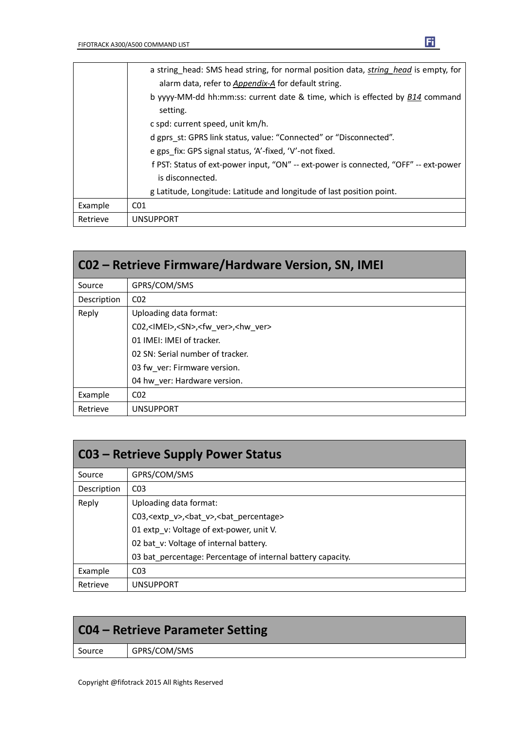| | |
|---|---|
| | a string_head: SMS head string, for normal position data, *string_head* is empty, for alarm data, refer to *Appendix-A* for default string.<br>b yyyy-MM-dd hh:mm:ss: current date & time, which is effected by *B14* command setting.<br>c spd: current speed, unit km/h.<br>d gprs_st: GPRS link status, value: “Connected” or “Disconnected”.<br>e gps_fix: GPS signal status, ‘A’-fixed, ‘V’-not fixed.<br>f PST: Status of ext-power input, “ON” -- ext-power is connected, “OFF” -- ext-power is disconnected.<br>g Latitude, Longitude: Latitude and longitude of last position point. |
| Example | C01 |
| Retrieve | UNSUPPORT |

## C02 – Retrieve Firmware/Hardware Version, SN, IMEI

| | |
|---|---|
| Source | GPRS/COM/SMS |
| Description | C02 |
| Reply | Uploading data format:<br>C02,<IMEI>,<SN>,<fw_ver>,<hw_ver><br>01 IMEI: IMEI of tracker.<br>02 SN: Serial number of tracker.<br>03 fw_ver: Firmware version.<br>04 hw_ver: Hardware version. |
| Example | C02 |
| Retrieve | UNSUPPORT |

## C03 – Retrieve Supply Power Status

| | |
|---|---|
| Source | GPRS/COM/SMS |
| Description | C03 |
| Reply | Uploading data format:<br>C03,<extp_v>,<bat_v>,<bat_percentage><br>01 extp_v: Voltage of ext-power, unit V.<br>02 bat_v: Voltage of internal battery.<br>03 bat_percentage: Percentage of internal battery capacity. |
| Example | C03 |
| Retrieve | UNSUPPORT |

## C04 – Retrieve Parameter Setting

| | |
|---|---|
| Source | GPRS/COM/SMS |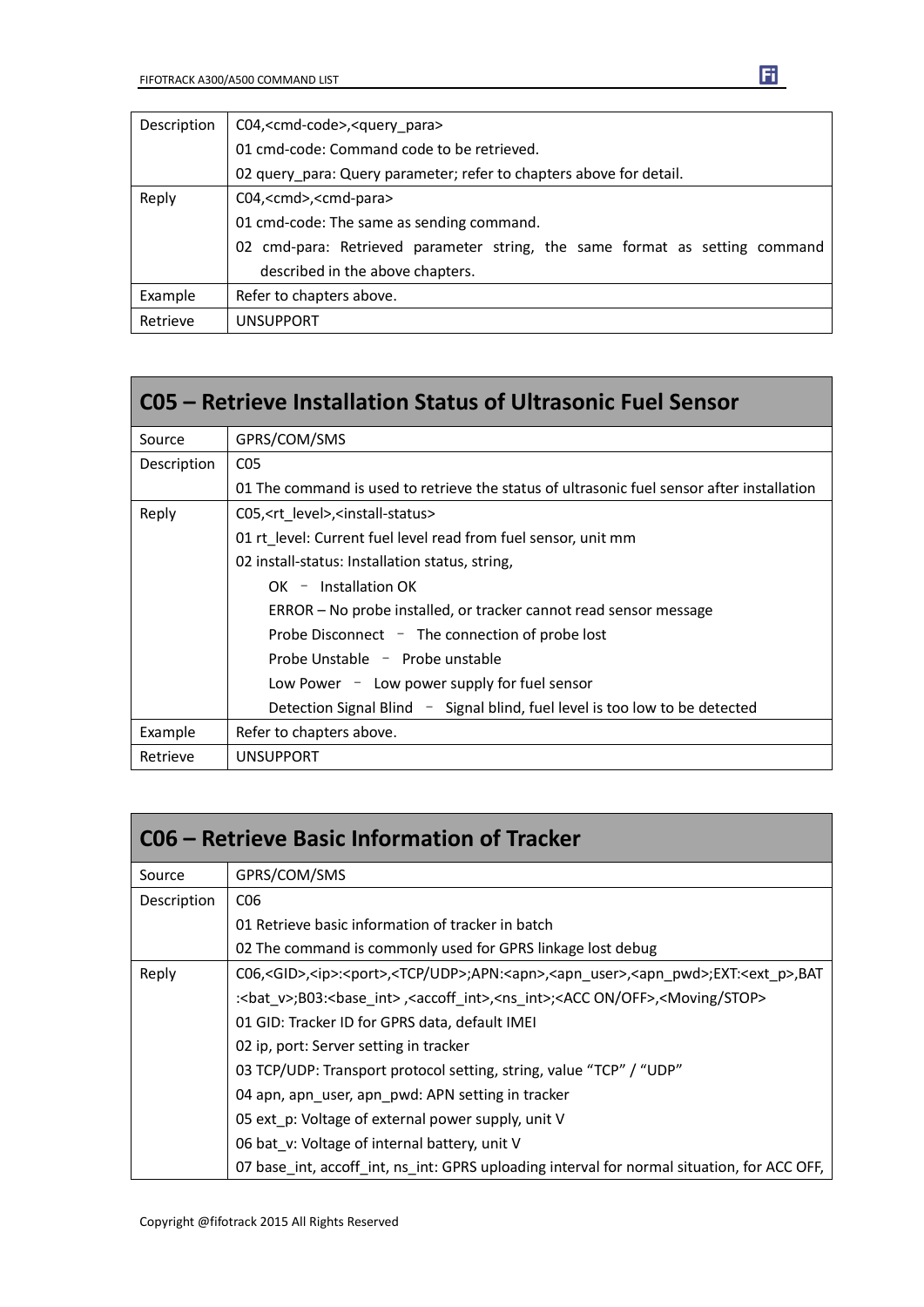| Description | C04,<cmd-code>,<query_para><br>01 cmd-code: Command code to be retrieved.<br>02 query_para: Query parameter; refer to chapters above for detail. |
|---|---|
| Reply | C04,<cmd>,<cmd-para><br>01 cmd-code: The same as sending command.<br>02 cmd-para: Retrieved parameter string, the same format as setting command described in the above chapters. |
| Example | Refer to chapters above. |
| Retrieve | UNSUPPORT |

## C05 – Retrieve Installation Status of Ultrasonic Fuel Sensor

| | |
|---|---|
| Source | GPRS/COM/SMS |
| Description | C05<br>01 The command is used to retrieve the status of ultrasonic fuel sensor after installation |
| Reply | C05,<rt_level>,<install-status><br>01 rt_level: Current fuel level read from fuel sensor, unit mm<br>02 install-status: Installation status, string,<br>OK – Installation OK<br>ERROR – No probe installed, or tracker cannot read sensor message<br>Probe Disconnect – The connection of probe lost<br>Probe Unstable – Probe unstable<br>Low Power – Low power supply for fuel sensor<br>Detection Signal Blind – Signal blind, fuel level is too low to be detected |
| Example | Refer to chapters above. |
| Retrieve | UNSUPPORT |

## C06 – Retrieve Basic Information of Tracker

| | |
|---|---|
| Source | GPRS/COM/SMS |
| Description | C06<br>01 Retrieve basic information of tracker in batch<br>02 The command is commonly used for GPRS linkage lost debug |
| Reply | C06,<GID>,<ip>:<port>,<TCP/UDP>;APN:<apn>,<apn_user>,<apn_pwd>;EXT:<ext_p>,BAT:<bat_v>;B03:<base_int> ,<accoff_int>,<ns_int>;<ACC ON/OFF>,<Moving/STOP><br>01 GID: Tracker ID for GPRS data, default IMEI<br>02 ip, port: Server setting in tracker<br>03 TCP/UDP: Transport protocol setting, string, value “TCP” / “UDP”<br>04 apn, apn_user, apn_pwd: APN setting in tracker<br>05 ext_p: Voltage of external power supply, unit V<br>06 bat_v: Voltage of internal battery, unit V<br>07 base_int, accoff_int, ns_int: GPRS uploading interval for normal situation, for ACC OFF, |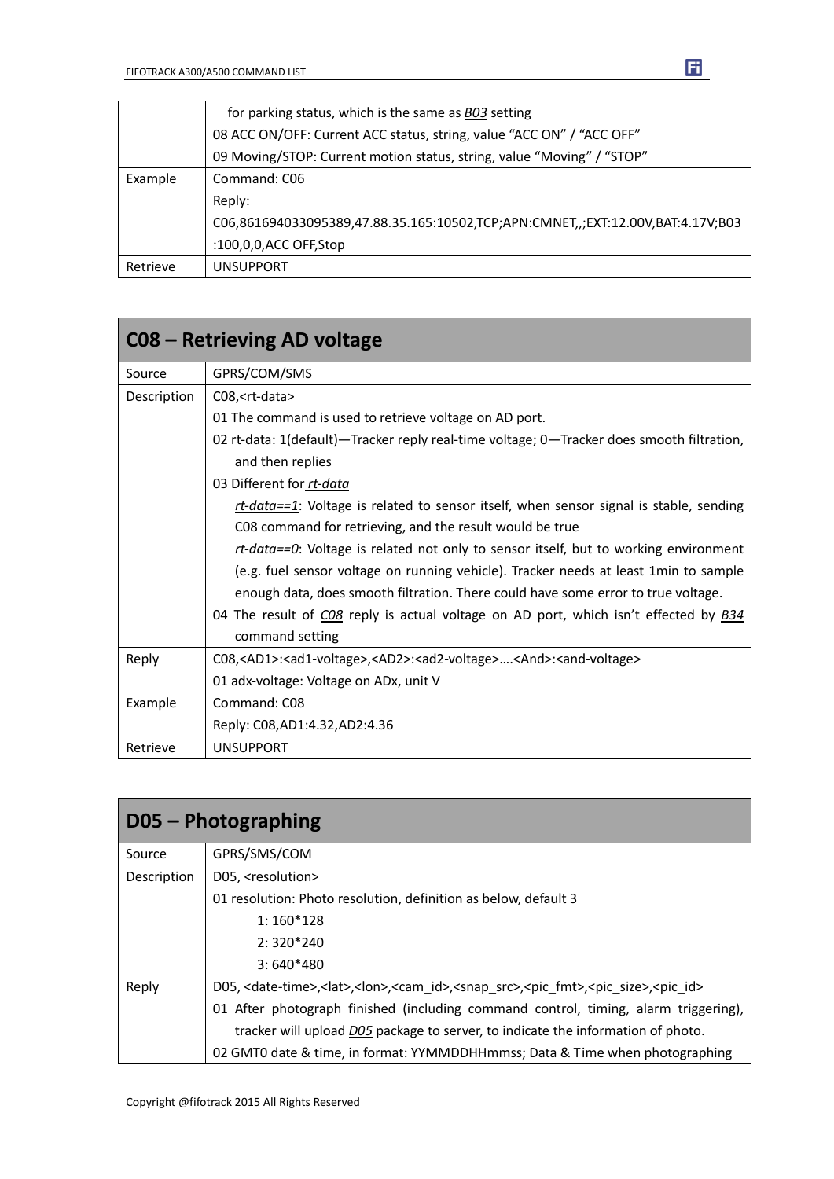| | |
|---|---|
| | for parking status, which is the same as *B03* setting<br>08 ACC ON/OFF: Current ACC status, string, value "ACC ON" / "ACC OFF"<br>09 Moving/STOP: Current motion status, string, value "Moving" / "STOP" |
| Example | Command: C06<br>Reply:<br>C06,861694033095389,47.88.35.165:10502,TCP;APN:CMNET,,;EXT:12.00V,BAT:4.17V;B03:100,0,0,ACC OFF,Stop |
| Retrieve | UNSUPPORT |

## C08 – Retrieving AD voltage

| | |
|---|---|
| Source | GPRS/COM/SMS |
| Description | C08,<rt-data><br>01 The command is used to retrieve voltage on AD port.<br>02 rt-data: 1(default)—Tracker reply real-time voltage; 0—Tracker does smooth filtration, and then replies<br>03 Different for *rt-data*<br>*rt-data==1*: Voltage is related to sensor itself, when sensor signal is stable, sending C08 command for retrieving, and the result would be true<br>*rt-data==0*: Voltage is related not only to sensor itself, but to working environment (e.g. fuel sensor voltage on running vehicle). Tracker needs at least 1min to sample enough data, does smooth filtration. There could have some error to true voltage.<br>04 The result of *C08* reply is actual voltage on AD port, which isn't effected by *B34* command setting |
| Reply | C08,<AD1>:<ad1-voltage>,<AD2>:<ad2-voltage>….<And>:<and-voltage><br>01 adx-voltage: Voltage on ADx, unit V |
| Example | Command: C08<br>Reply: C08,AD1:4.32,AD2:4.36 |
| Retrieve | UNSUPPORT |

## D05 – Photographing

| | |
|---|---|
| Source | GPRS/SMS/COM |
| Description | D05, <resolution><br>01 resolution: Photo resolution, definition as below, default 3<br>1: 160*128<br>2: 320*240<br>3: 640*480 |
| Reply | D05, <date-time>,<lat>,<lon>,<cam_id>,<snap_src>,<pic_fmt>,<pic_size>,<pic_id><br>01 After photograph finished (including command control, timing, alarm triggering), tracker will upload *D05* package to server, to indicate the information of photo.<br>02 GMT0 date & time, in format: YYMMDDHHmmss; Data & Time when photographing |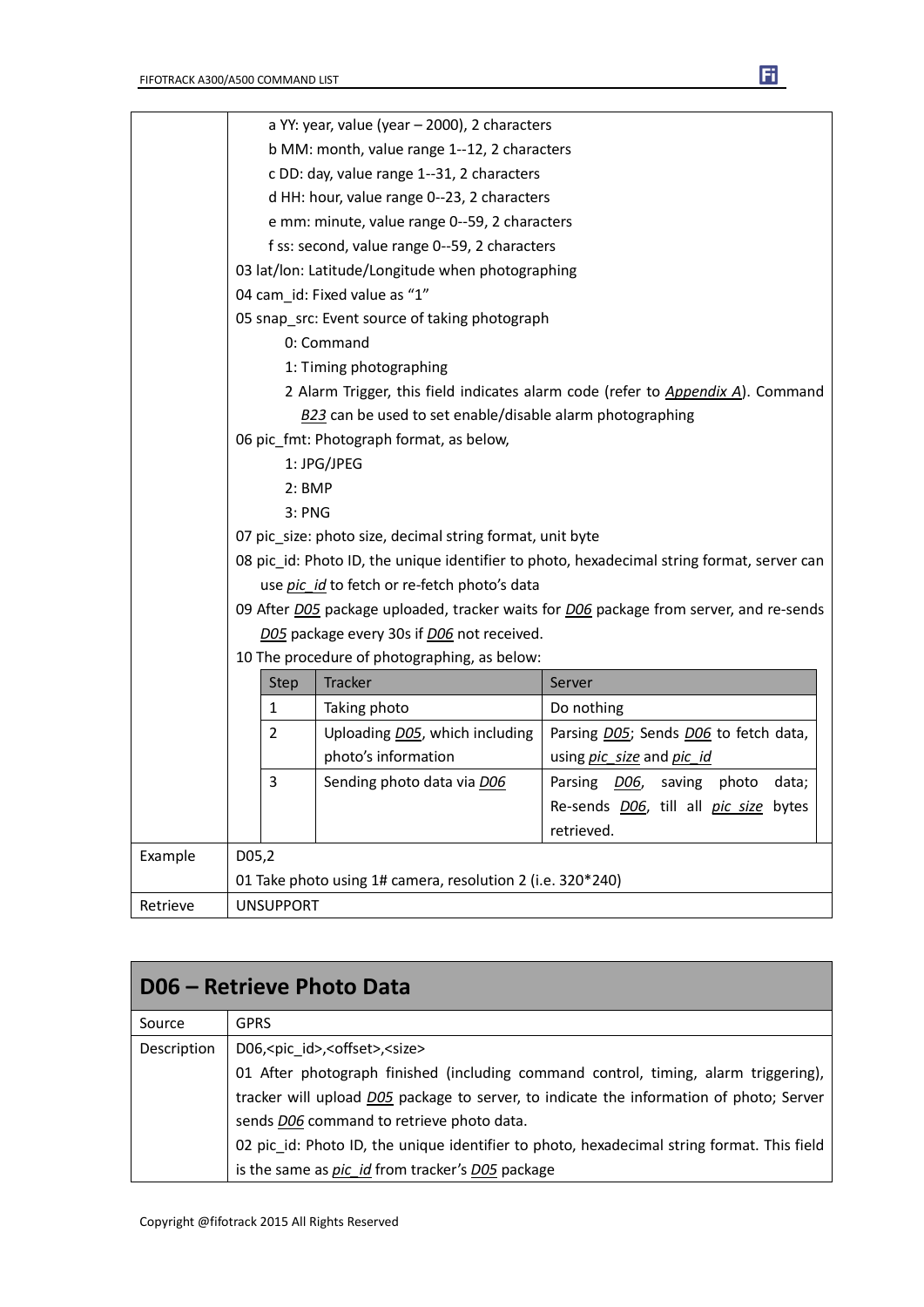| | |
|---|---|
| | a YY: year, value (year – 2000), 2 characters<br>b MM: month, value range 1--12, 2 characters<br>c DD: day, value range 1--31, 2 characters<br>d HH: hour, value range 0--23, 2 characters<br>e mm: minute, value range 0--59, 2 characters<br>f ss: second, value range 0--59, 2 characters<br>03 lat/lon: Latitude/Longitude when photographing<br>04 cam_id: Fixed value as "1"<br>05 snap_src: Event source of taking photograph<br>0: Command<br>1: Timing photographing<br>2 Alarm Trigger, this field indicates alarm code (refer to *Appendix A*). Command *B23* can be used to set enable/disable alarm photographing<br>06 pic_fmt: Photograph format, as below,<br>1: JPG/JPEG<br>2: BMP<br>3: PNG<br>07 pic_size: photo size, decimal string format, unit byte<br>08 pic_id: Photo ID, the unique identifier to photo, hexadecimal string format, server can use *pic_id* to fetch or re-fetch photo's data<br>09 After *D05* package uploaded, tracker waits for *D06* package from server, and re-sends *D05* package every 30s if *D06* not received.<br>10 The procedure of photographing, as below: |

| Step | Tracker | Server |
|---|---|---|
| 1 | Taking photo | Do nothing |
| 2 | Uploading *D05*, which including photo's information | Parsing *D05*; Sends *D06* to fetch data, using *pic_size* and *pic_id* |
| 3 | Sending photo data via *D06* | Parsing *D06*, saving photo data; Re-sends *D06*, till all *pic_size* bytes retrieved. |

| | |
|---|---|
| Example | D05,2<br>01 Take photo using 1# camera, resolution 2 (i.e. 320*240) |
| Retrieve | UNSUPPORT |

## D06 – Retrieve Photo Data

| | |
|---|---|
| Source | GPRS |
| Description | D06,<pic_id>,<offset>,<size><br>01 After photograph finished (including command control, timing, alarm triggering), tracker will upload *D05* package to server, to indicate the information of photo; Server sends *D06* command to retrieve photo data.<br>02 pic_id: Photo ID, the unique identifier to photo, hexadecimal string format. This field is the same as *pic_id* from tracker's *D05* package |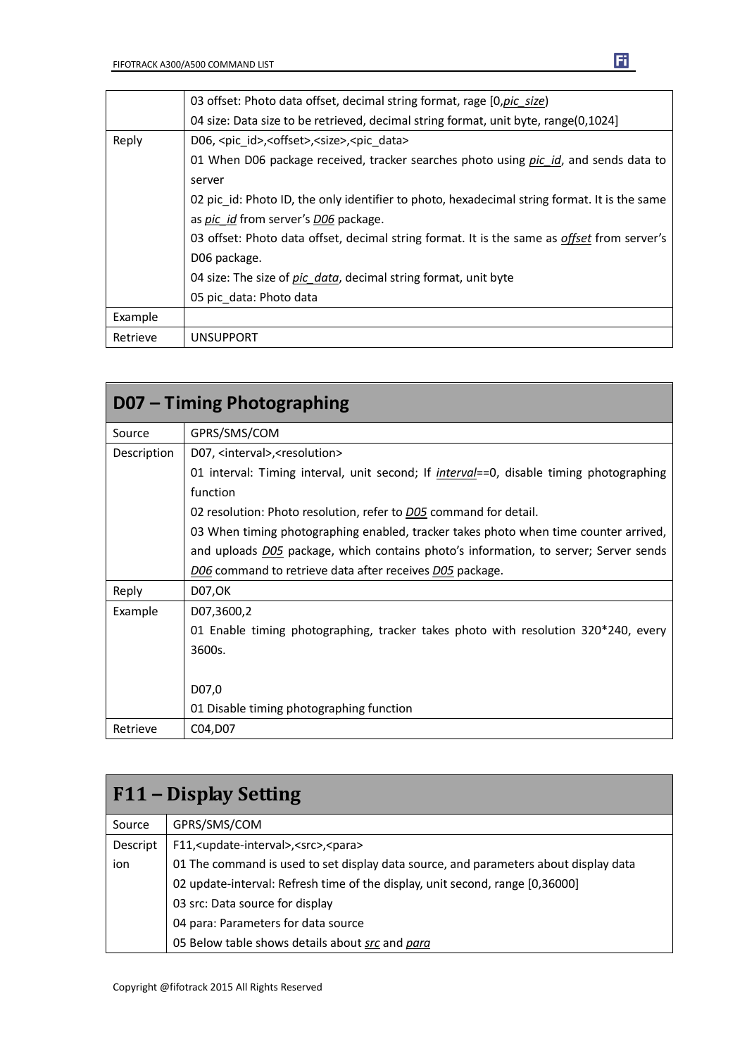| | |
|---|---|
| | 03 offset: Photo data offset, decimal string format, rage [0,*pic_size*)<br>04 size: Data size to be retrieved, decimal string format, unit byte, range(0,1024] |
| Reply | D06, <pic_id>,<offset>,<size>,<pic_data><br>01 When D06 package received, tracker searches photo using *pic_id*, and sends data to server<br>02 pic_id: Photo ID, the only identifier to photo, hexadecimal string format. It is the same as *pic_id* from server's *D06* package.<br>03 offset: Photo data offset, decimal string format. It is the same as *offset* from server's D06 package.<br>04 size: The size of *pic_data*, decimal string format, unit byte<br>05 pic_data: Photo data |
| Example | |
| Retrieve | UNSUPPORT |

## D07 – Timing Photographing

| | |
|---|---|
| Source | GPRS/SMS/COM |
| Description | D07, <interval>,<resolution><br>01 interval: Timing interval, unit second; If *interval*==0, disable timing photographing function<br>02 resolution: Photo resolution, refer to *D05* command for detail.<br>03 When timing photographing enabled, tracker takes photo when time counter arrived, and uploads *D05* package, which contains photo's information, to server; Server sends *D06* command to retrieve data after receives *D05* package. |
| Reply | D07,OK |
| Example | D07,3600,2<br>01 Enable timing photographing, tracker takes photo with resolution 320*240, every 3600s.<br><br>D07,0<br>01 Disable timing photographing function |
| Retrieve | C04,D07 |

## F11 – Display Setting

| | |
|---|---|
| Source | GPRS/SMS/COM |
| Description | F11,<update-interval>,<src>,<para><br>01 The command is used to set display data source, and parameters about display data<br>02 update-interval: Refresh time of the display, unit second, range [0,36000]<br>03 src: Data source for display<br>04 para: Parameters for data source<br>05 Below table shows details about *src* and *para* |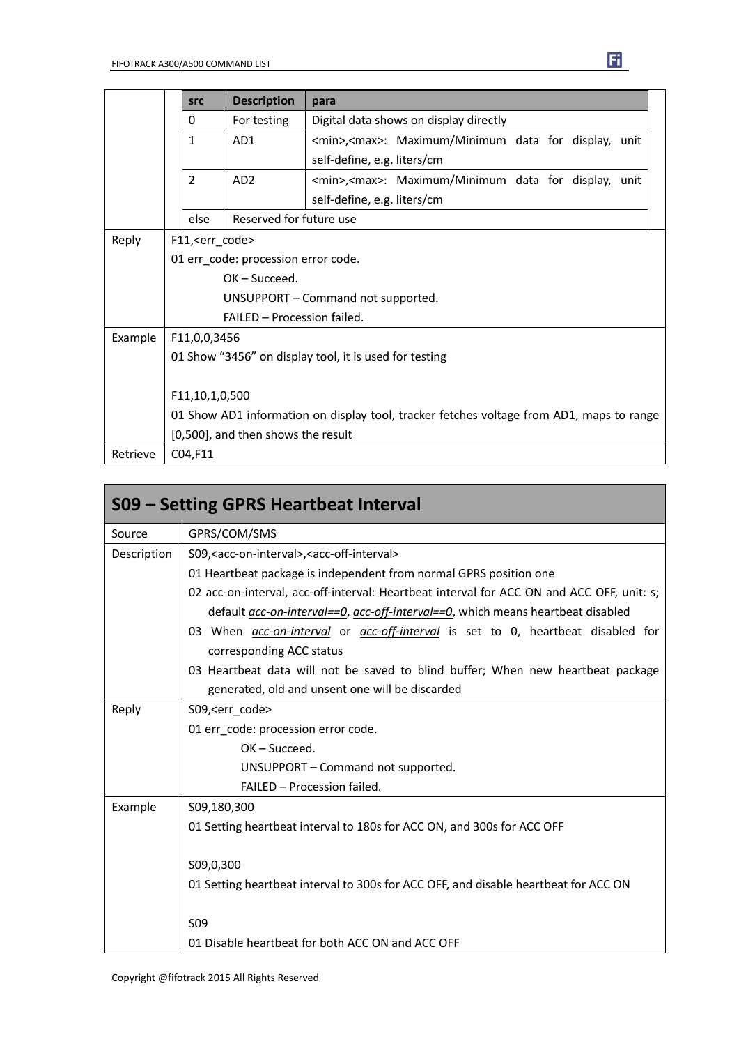| | src | Description | para |
|---|---|---|---|
| | 0 | For testing | Digital data shows on display directly |
| | 1 | AD1 | <min>,<max>: Maximum/Minimum data for display, unit self-define, e.g. liters/cm |
| | 2 | AD2 | <min>,<max>: Maximum/Minimum data for display, unit self-define, e.g. liters/cm |
| | else | Reserved for future use | |

| | |
|---|---|
| Reply | F11,<err_code><br>01 err_code: procession error code.<br>OK – Succeed.<br>UNSUPPORT – Command not supported.<br>FAILED – Procession failed. |
| Example | F11,0,0,3456<br>01 Show "3456" on display tool, it is used for testing<br><br>F11,10,1,0,500<br>01 Show AD1 information on display tool, tracker fetches voltage from AD1, maps to range [0,500], and then shows the result |
| Retrieve | C04,F11 |

## S09 – Setting GPRS Heartbeat Interval

| | |
|---|---|
| Source | GPRS/COM/SMS |
| Description | S09,<acc-on-interval>,<acc-off-interval><br>01 Heartbeat package is independent from normal GPRS position one<br>02 acc-on-interval, acc-off-interval: Heartbeat interval for ACC ON and ACC OFF, unit: s; default *acc-on-interval==0*, *acc-off-interval==0*, which means heartbeat disabled<br>03 When *acc-on-interval* or *acc-off-interval* is set to 0, heartbeat disabled for corresponding ACC status<br>03 Heartbeat data will not be saved to blind buffer; When new heartbeat package generated, old and unsent one will be discarded |
| Reply | S09,<err_code><br>01 err_code: procession error code.<br>OK – Succeed.<br>UNSUPPORT – Command not supported.<br>FAILED – Procession failed. |
| Example | S09,180,300<br>01 Setting heartbeat interval to 180s for ACC ON, and 300s for ACC OFF<br><br>S09,0,300<br>01 Setting heartbeat interval to 300s for ACC OFF, and disable heartbeat for ACC ON<br><br>S09<br>01 Disable heartbeat for both ACC ON and ACC OFF |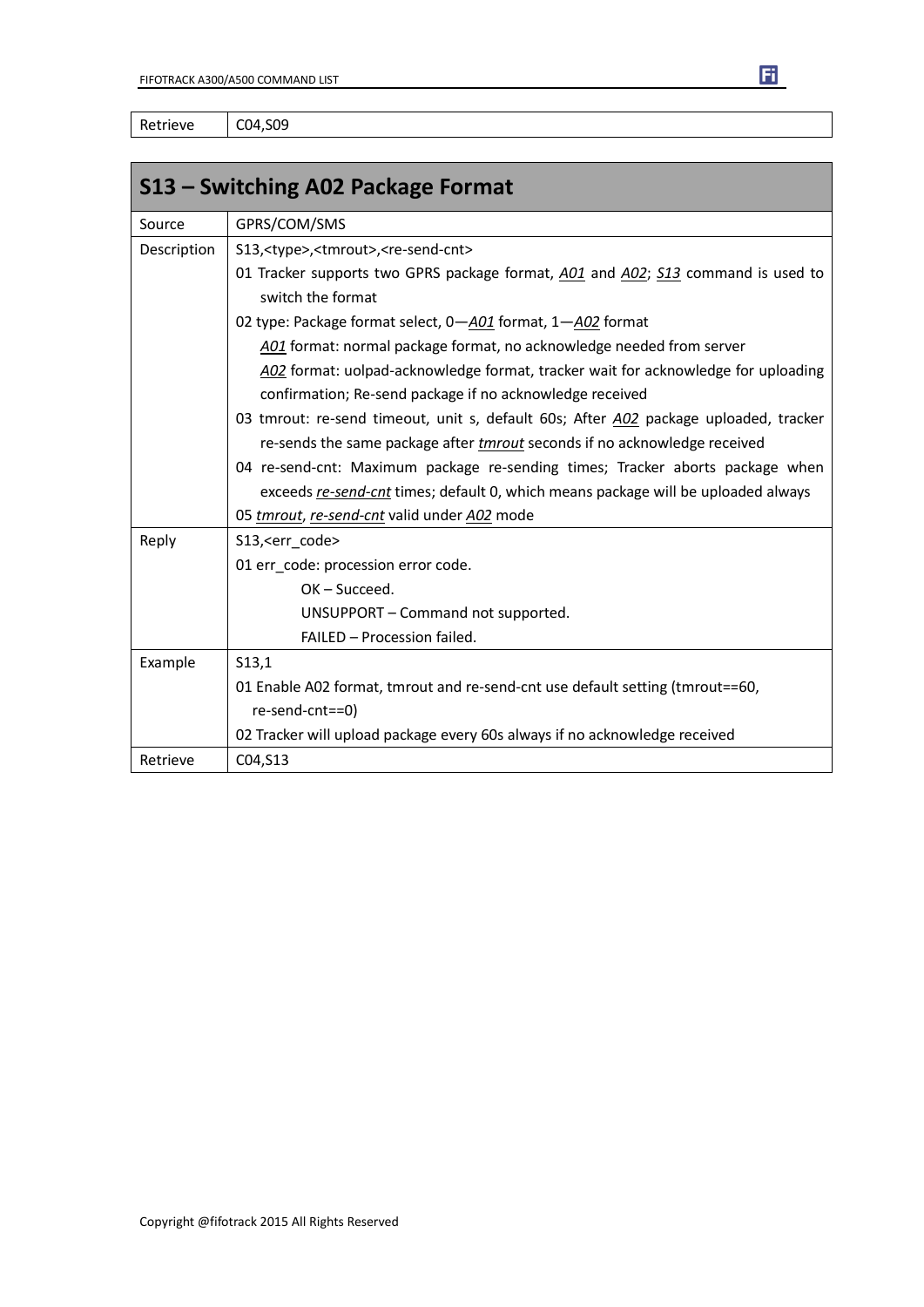| Retrieve | C04,S09 |
|---|---|

## S13 – Switching A02 Package Format

| | |
|---|---|
| Source | GPRS/COM/SMS |
| Description | S13,<type>,<tmrout>,<re-send-cnt><br>01 Tracker supports two GPRS package format, *A01* and *A02*; *S13* command is used to switch the format<br>02 type: Package format select, 0—*A01* format, 1—*A02* format<br>*A01* format: normal package format, no acknowledge needed from server<br>*A02* format: uolpad-acknowledge format, tracker wait for acknowledge for uploading confirmation; Re-send package if no acknowledge received<br>03 tmrout: re-send timeout, unit s, default 60s; After *A02* package uploaded, tracker re-sends the same package after *tmrout* seconds if no acknowledge received<br>04 re-send-cnt: Maximum package re-sending times; Tracker aborts package when exceeds *re-send-cnt* times; default 0, which means package will be uploaded always<br>05 *tmrout*, *re-send-cnt* valid under *A02* mode |
| Reply | S13,<err_code><br>01 err_code: procession error code.<br>OK – Succeed.<br>UNSUPPORT – Command not supported.<br>FAILED – Procession failed. |
| Example | S13,1<br>01 Enable A02 format, tmrout and re-send-cnt use default setting (tmrout==60, re-send-cnt==0)<br>02 Tracker will upload package every 60s always if no acknowledge received |
| Retrieve | C04,S13 |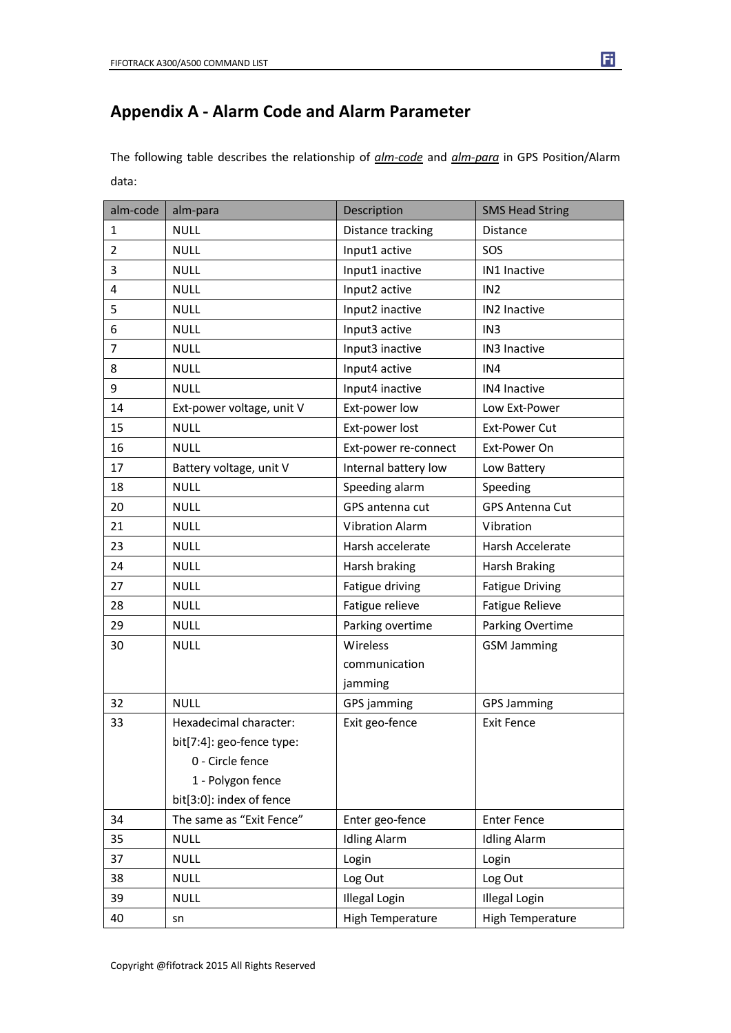# Appendix A - Alarm Code and Alarm Parameter

The following table describes the relationship of *alm-code* and *alm-para* in GPS Position/Alarm data:

| alm-code | alm-para | Description | SMS Head String |
|---|---|---|---|
| 1 | NULL | Distance tracking | Distance |
| 2 | NULL | Input1 active | SOS |
| 3 | NULL | Input1 inactive | IN1 Inactive |
| 4 | NULL | Input2 active | IN2 |
| 5 | NULL | Input2 inactive | IN2 Inactive |
| 6 | NULL | Input3 active | IN3 |
| 7 | NULL | Input3 inactive | IN3 Inactive |
| 8 | NULL | Input4 active | IN4 |
| 9 | NULL | Input4 inactive | IN4 Inactive |
| 14 | Ext-power voltage, unit V | Ext-power low | Low Ext-Power |
| 15 | NULL | Ext-power lost | Ext-Power Cut |
| 16 | NULL | Ext-power re-connect | Ext-Power On |
| 17 | Battery voltage, unit V | Internal battery low | Low Battery |
| 18 | NULL | Speeding alarm | Speeding |
| 20 | NULL | GPS antenna cut | GPS Antenna Cut |
| 21 | NULL | Vibration Alarm | Vibration |
| 23 | NULL | Harsh accelerate | Harsh Accelerate |
| 24 | NULL | Harsh braking | Harsh Braking |
| 27 | NULL | Fatigue driving | Fatigue Driving |
| 28 | NULL | Fatigue relieve | Fatigue Relieve |
| 29 | NULL | Parking overtime | Parking Overtime |
| 30 | NULL | Wireless communication jamming | GSM Jamming |
| 32 | NULL | GPS jamming | GPS Jamming |
| 33 | Hexadecimal character:<br>bit[7:4]: geo-fence type:<br>0 - Circle fence<br>1 - Polygon fence<br>bit[3:0]: index of fence | Exit geo-fence | Exit Fence |
| 34 | The same as "Exit Fence" | Enter geo-fence | Enter Fence |
| 35 | NULL | Idling Alarm | Idling Alarm |
| 37 | NULL | Login | Login |
| 38 | NULL | Log Out | Log Out |
| 39 | NULL | Illegal Login | Illegal Login |
| 40 | sn | High Temperature | High Temperature |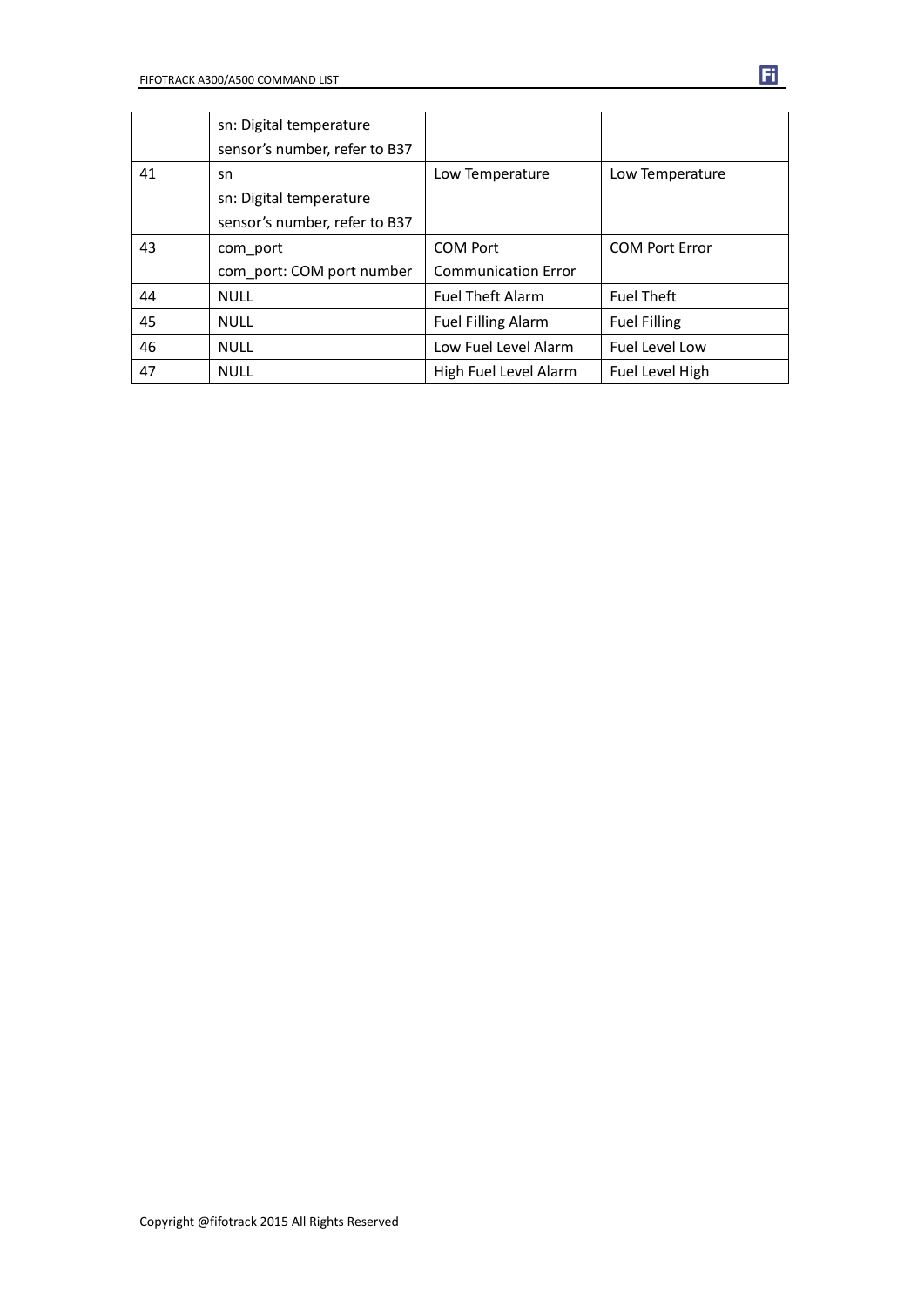| | | | |
|---|---|---|---|
| | sn: Digital temperature sensor's number, refer to B37 | | |
| 41 | sn<br>sn: Digital temperature sensor's number, refer to B37 | Low Temperature | Low Temperature |
| 43 | com_port<br>com_port: COM port number | COM Port Communication Error | COM Port Error |
| 44 | NULL | Fuel Theft Alarm | Fuel Theft |
| 45 | NULL | Fuel Filling Alarm | Fuel Filling |
| 46 | NULL | Low Fuel Level Alarm | Fuel Level Low |
| 47 | NULL | High Fuel Level Alarm | Fuel Level High |